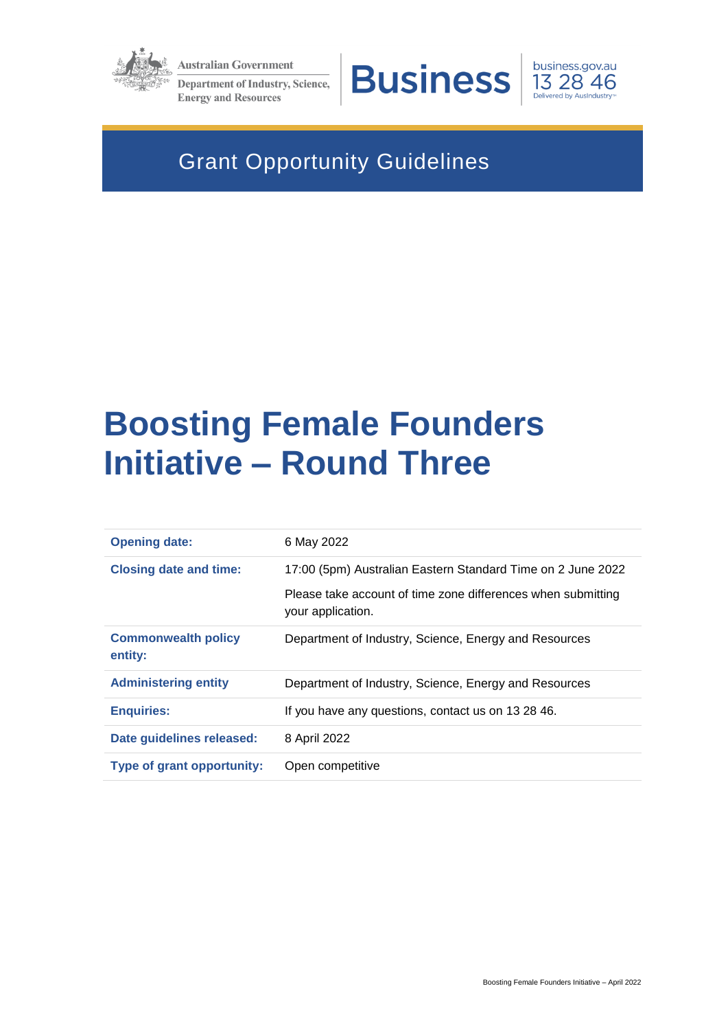Australian Government

Department of Industry, Science, Energy and Resources

Business

business.gov.au
13 28 46
Delivered by AusIndustry

## Grant Opportunity Guidelines

# Boosting Female Founders Initiative – Round Three

| | |
|---|---|
| **Opening date:** | 6 May 2022 |
| **Closing date and time:** | 17:00 (5pm) Australian Eastern Standard Time on 2 June 2022<br><br>Please take account of time zone differences when submitting your application. |
| **Commonwealth policy entity:** | Department of Industry, Science, Energy and Resources |
| **Administering entity** | Department of Industry, Science, Energy and Resources |
| **Enquiries:** | If you have any questions, contact us on 13 28 46. |
| **Date guidelines released:** | 8 April 2022 |
| **Type of grant opportunity:** | Open competitive |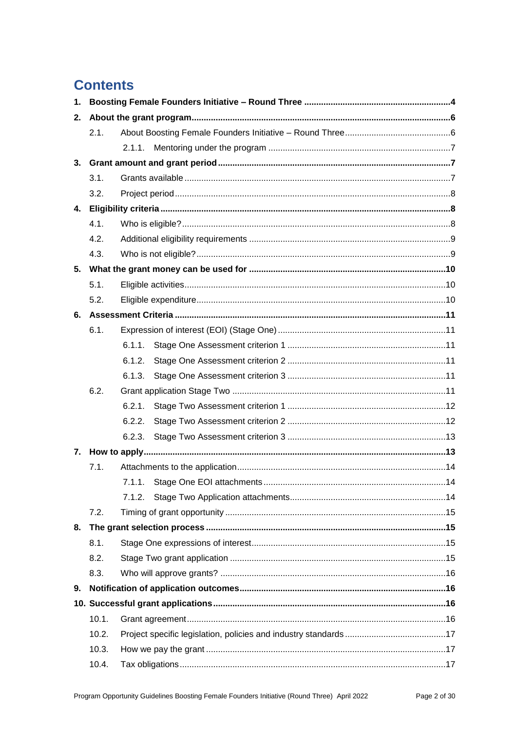# Contents

**1. Boosting Female Founders Initiative – Round Three ... 4**

**2. About the grant program ... 6**

- 2.1. About Boosting Female Founders Initiative – Round Three ... 6
  - 2.1.1. Mentoring under the program ... 7

**3. Grant amount and grant period ... 7**

- 3.1. Grants available ... 7
- 3.2. Project period ... 8

**4. Eligibility criteria ... 8**

- 4.1. Who is eligible? ... 8
- 4.2. Additional eligibility requirements ... 9
- 4.3. Who is not eligible? ... 9

**5. What the grant money can be used for ... 10**

- 5.1. Eligible activities ... 10
- 5.2. Eligible expenditure ... 10

**6. Assessment Criteria ... 11**

- 6.1. Expression of interest (EOI) (Stage One) ... 11
  - 6.1.1. Stage One Assessment criterion 1 ... 11
  - 6.1.2. Stage One Assessment criterion 2 ... 11
  - 6.1.3. Stage One Assessment criterion 3 ... 11
- 6.2. Grant application Stage Two ... 11
  - 6.2.1. Stage Two Assessment criterion 1 ... 12
  - 6.2.2. Stage Two Assessment criterion 2 ... 12
  - 6.2.3. Stage Two Assessment criterion 3 ... 13

**7. How to apply ... 13**

- 7.1. Attachments to the application ... 14
  - 7.1.1. Stage One EOI attachments ... 14
  - 7.1.2. Stage Two Application attachments ... 14
- 7.2. Timing of grant opportunity ... 15

**8. The grant selection process ... 15**

- 8.1. Stage One expressions of interest ... 15
- 8.2. Stage Two grant application ... 15
- 8.3. Who will approve grants? ... 16

**9. Notification of application outcomes ... 16**

**10. Successful grant applications ... 16**

- 10.1. Grant agreement ... 16
- 10.2. Project specific legislation, policies and industry standards ... 17
- 10.3. How we pay the grant ... 17
- 10.4. Tax obligations ... 17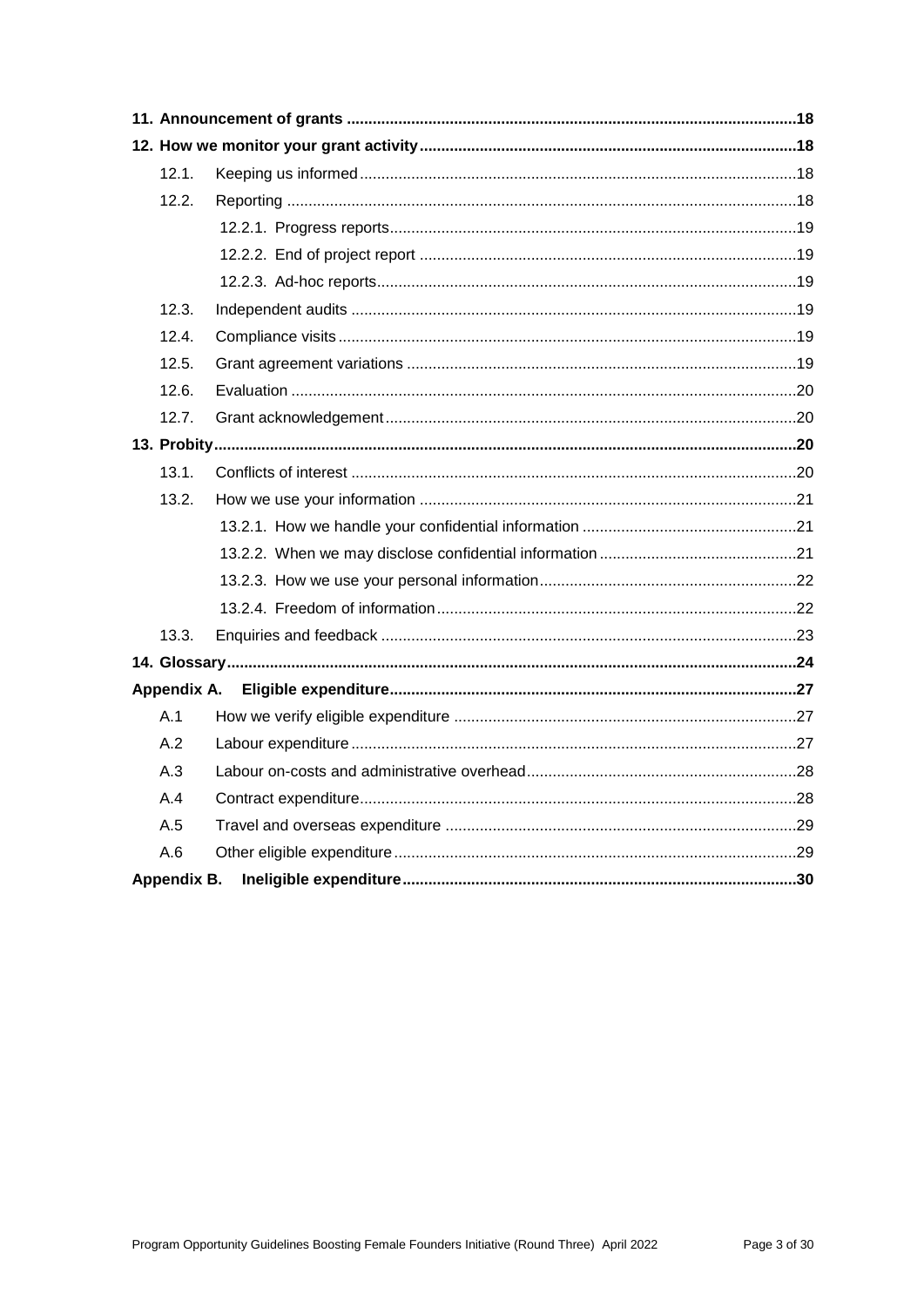**11. Announcement of grants** ........................................................ 18

**12. How we monitor your grant activity** ........................................................ 18

- 12.1. Keeping us informed ........................................................ 18
- 12.2. Reporting ........................................................ 18
  - 12.2.1. Progress reports ........................................................ 19
  - 12.2.2. End of project report ........................................................ 19
  - 12.2.3. Ad-hoc reports ........................................................ 19
- 12.3. Independent audits ........................................................ 19
- 12.4. Compliance visits ........................................................ 19
- 12.5. Grant agreement variations ........................................................ 19
- 12.6. Evaluation ........................................................ 20
- 12.7. Grant acknowledgement ........................................................ 20

**13. Probity** ........................................................ 20

- 13.1. Conflicts of interest ........................................................ 20
- 13.2. How we use your information ........................................................ 21
  - 13.2.1. How we handle your confidential information ........................................................ 21
  - 13.2.2. When we may disclose confidential information ........................................................ 21
  - 13.2.3. How we use your personal information ........................................................ 22
  - 13.2.4. Freedom of information ........................................................ 22
- 13.3. Enquiries and feedback ........................................................ 23

**14. Glossary** ........................................................ 24

**Appendix A. Eligible expenditure** ........................................................ 27

- A.1 How we verify eligible expenditure ........................................................ 27
- A.2 Labour expenditure ........................................................ 27
- A.3 Labour on-costs and administrative overhead ........................................................ 28
- A.4 Contract expenditure ........................................................ 28
- A.5 Travel and overseas expenditure ........................................................ 29
- A.6 Other eligible expenditure ........................................................ 29

**Appendix B. Ineligible expenditure** ........................................................ 30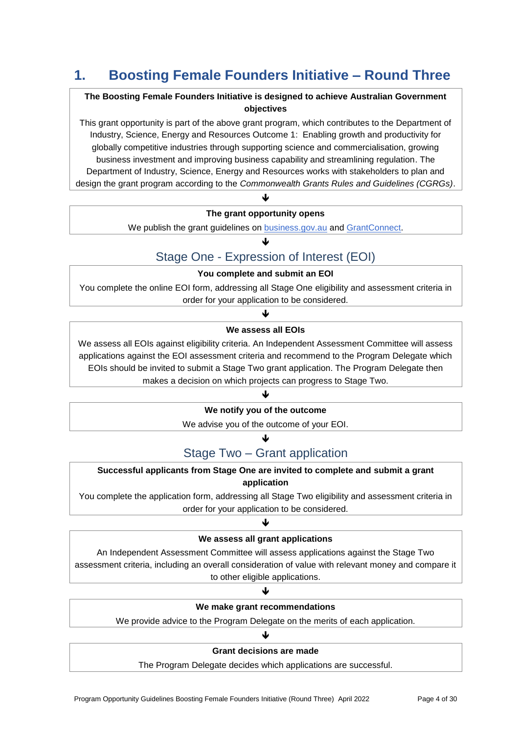# 1. Boosting Female Founders Initiative – Round Three

**The Boosting Female Founders Initiative is designed to achieve Australian Government objectives**

This grant opportunity is part of the above grant program, which contributes to the Department of Industry, Science, Energy and Resources Outcome 1: Enabling growth and productivity for globally competitive industries through supporting science and commercialisation, growing business investment and improving business capability and streamlining regulation. The Department of Industry, Science, Energy and Resources works with stakeholders to plan and design the grant program according to the *Commonwealth Grants Rules and Guidelines (CGRGs)*.

↓

**The grant opportunity opens**

We publish the grant guidelines on [business.gov.au](business.gov.au) and [GrantConnect](GrantConnect).

↓

## Stage One - Expression of Interest (EOI)

**You complete and submit an EOI**

You complete the online EOI form, addressing all Stage One eligibility and assessment criteria in order for your application to be considered.

↓

**We assess all EOIs**

We assess all EOIs against eligibility criteria. An Independent Assessment Committee will assess applications against the EOI assessment criteria and recommend to the Program Delegate which EOIs should be invited to submit a Stage Two grant application. The Program Delegate then makes a decision on which projects can progress to Stage Two.

↓

**We notify you of the outcome**

We advise you of the outcome of your EOI.

↓

## Stage Two – Grant application

**Successful applicants from Stage One are invited to complete and submit a grant application**

You complete the application form, addressing all Stage Two eligibility and assessment criteria in order for your application to be considered.

↓

**We assess all grant applications**

An Independent Assessment Committee will assess applications against the Stage Two assessment criteria, including an overall consideration of value with relevant money and compare it to other eligible applications.

↓

**We make grant recommendations**

We provide advice to the Program Delegate on the merits of each application.

↓

**Grant decisions are made**

The Program Delegate decides which applications are successful.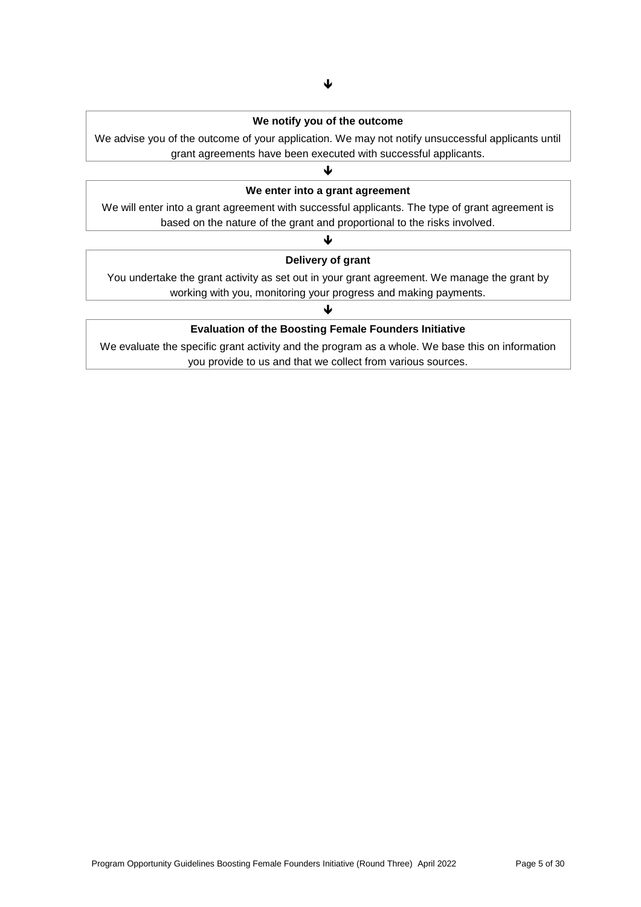↓

**We notify you of the outcome**

We advise you of the outcome of your application. We may not notify unsuccessful applicants until grant agreements have been executed with successful applicants.

↓

**We enter into a grant agreement**

We will enter into a grant agreement with successful applicants. The type of grant agreement is based on the nature of the grant and proportional to the risks involved.

↓

**Delivery of grant**

You undertake the grant activity as set out in your grant agreement. We manage the grant by working with you, monitoring your progress and making payments.

↓

**Evaluation of the Boosting Female Founders Initiative**

We evaluate the specific grant activity and the program as a whole. We base this on information you provide to us and that we collect from various sources.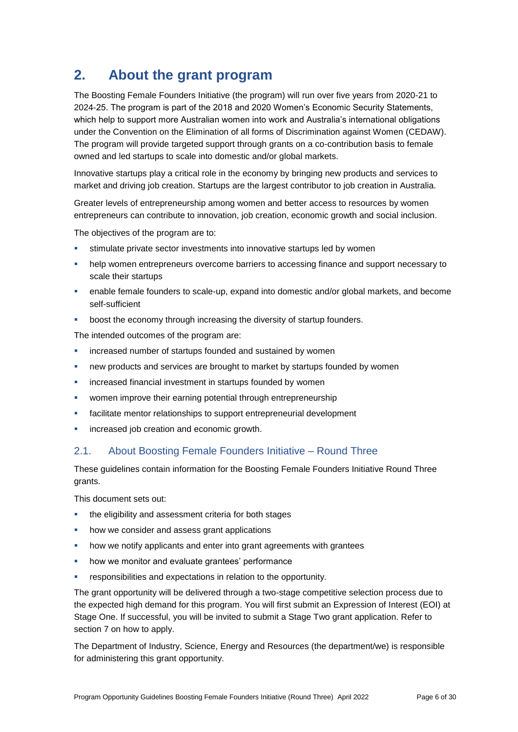# 2. About the grant program

The Boosting Female Founders Initiative (the program) will run over five years from 2020-21 to 2024-25. The program is part of the 2018 and 2020 Women's Economic Security Statements, which help to support more Australian women into work and Australia's international obligations under the Convention on the Elimination of all forms of Discrimination against Women (CEDAW). The program will provide targeted support through grants on a co-contribution basis to female owned and led startups to scale into domestic and/or global markets.

Innovative startups play a critical role in the economy by bringing new products and services to market and driving job creation. Startups are the largest contributor to job creation in Australia.

Greater levels of entrepreneurship among women and better access to resources by women entrepreneurs can contribute to innovation, job creation, economic growth and social inclusion.

The objectives of the program are to:

- stimulate private sector investments into innovative startups led by women
- help women entrepreneurs overcome barriers to accessing finance and support necessary to scale their startups
- enable female founders to scale-up, expand into domestic and/or global markets, and become self-sufficient
- boost the economy through increasing the diversity of startup founders.

The intended outcomes of the program are:

- increased number of startups founded and sustained by women
- new products and services are brought to market by startups founded by women
- increased financial investment in startups founded by women
- women improve their earning potential through entrepreneurship
- facilitate mentor relationships to support entrepreneurial development
- increased job creation and economic growth.

## 2.1. About Boosting Female Founders Initiative – Round Three

These guidelines contain information for the Boosting Female Founders Initiative Round Three grants.

This document sets out:

- the eligibility and assessment criteria for both stages
- how we consider and assess grant applications
- how we notify applicants and enter into grant agreements with grantees
- how we monitor and evaluate grantees' performance
- responsibilities and expectations in relation to the opportunity.

The grant opportunity will be delivered through a two-stage competitive selection process due to the expected high demand for this program. You will first submit an Expression of Interest (EOI) at Stage One. If successful, you will be invited to submit a Stage Two grant application. Refer to section 7 on how to apply.

The Department of Industry, Science, Energy and Resources (the department/we) is responsible for administering this grant opportunity.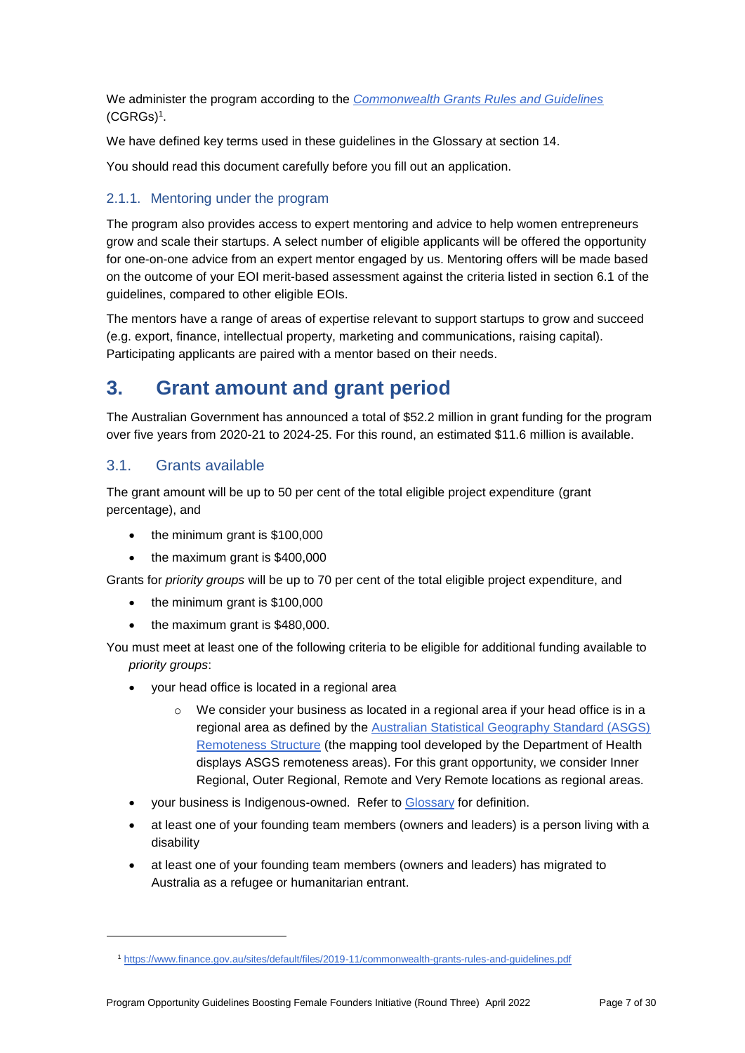We administer the program according to the *[Commonwealth Grants Rules and Guidelines](https://www.finance.gov.au/sites/default/files/2019-11/commonwealth-grants-rules-and-guidelines.pdf)* (CGRGs)[1].

We have defined key terms used in these guidelines in the Glossary at section 14.

You should read this document carefully before you fill out an application.

### 2.1.1. Mentoring under the program

The program also provides access to expert mentoring and advice to help women entrepreneurs grow and scale their startups. A select number of eligible applicants will be offered the opportunity for one-on-one advice from an expert mentor engaged by us. Mentoring offers will be made based on the outcome of your EOI merit-based assessment against the criteria listed in section 6.1 of the guidelines, compared to other eligible EOIs.

The mentors have a range of areas of expertise relevant to support startups to grow and succeed (e.g. export, finance, intellectual property, marketing and communications, raising capital). Participating applicants are paired with a mentor based on their needs.

# 3. Grant amount and grant period

The Australian Government has announced a total of $52.2 million in grant funding for the program over five years from 2020-21 to 2024-25. For this round, an estimated $11.6 million is available.

## 3.1. Grants available

The grant amount will be up to 50 per cent of the total eligible project expenditure (grant percentage), and

- the minimum grant is $100,000
- the maximum grant is $400,000

Grants for *priority groups* will be up to 70 per cent of the total eligible project expenditure, and

- the minimum grant is $100,000
- the maximum grant is $480,000.

You must meet at least one of the following criteria to be eligible for additional funding available to *priority groups*:

- your head office is located in a regional area
  - We consider your business as located in a regional area if your head office is in a regional area as defined by the [Australian Statistical Geography Standard (ASGS) Remoteness Structure](#) (the mapping tool developed by the Department of Health displays ASGS remoteness areas). For this grant opportunity, we consider Inner Regional, Outer Regional, Remote and Very Remote locations as regional areas.
- your business is Indigenous-owned. Refer to [Glossary](#) for definition.
- at least one of your founding team members (owners and leaders) is a person living with a disability
- at least one of your founding team members (owners and leaders) has migrated to Australia as a refugee or humanitarian entrant.

---

[1] https://www.finance.gov.au/sites/default/files/2019-11/commonwealth-grants-rules-and-guidelines.pdf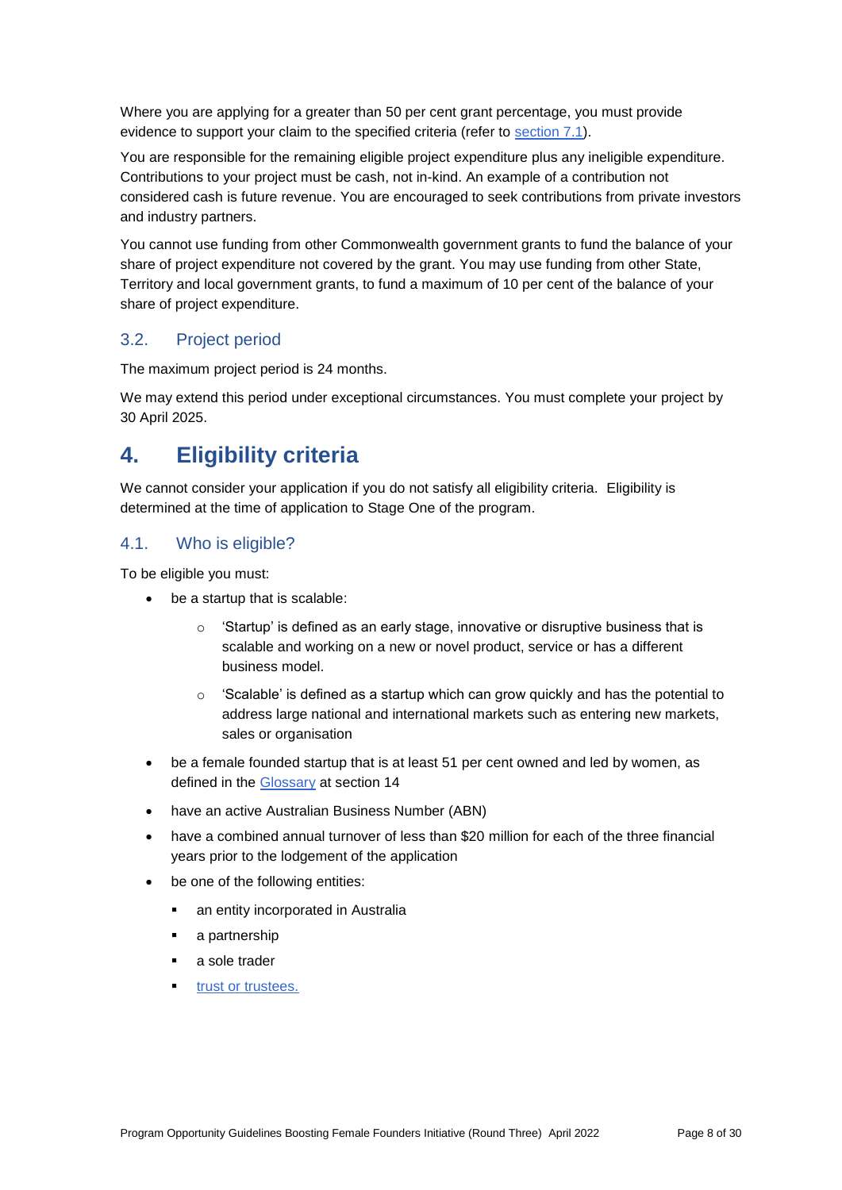Where you are applying for a greater than 50 per cent grant percentage, you must provide evidence to support your claim to the specified criteria (refer to section 7.1).

You are responsible for the remaining eligible project expenditure plus any ineligible expenditure. Contributions to your project must be cash, not in-kind. An example of a contribution not considered cash is future revenue. You are encouraged to seek contributions from private investors and industry partners.

You cannot use funding from other Commonwealth government grants to fund the balance of your share of project expenditure not covered by the grant. You may use funding from other State, Territory and local government grants, to fund a maximum of 10 per cent of the balance of your share of project expenditure.

### 3.2. Project period

The maximum project period is 24 months.

We may extend this period under exceptional circumstances. You must complete your project by 30 April 2025.

## 4. Eligibility criteria

We cannot consider your application if you do not satisfy all eligibility criteria. Eligibility is determined at the time of application to Stage One of the program.

### 4.1. Who is eligible?

To be eligible you must:

- be a startup that is scalable:
  - 'Startup' is defined as an early stage, innovative or disruptive business that is scalable and working on a new or novel product, service or has a different business model.
  - 'Scalable' is defined as a startup which can grow quickly and has the potential to address large national and international markets such as entering new markets, sales or organisation
- be a female founded startup that is at least 51 per cent owned and led by women, as defined in the Glossary at section 14
- have an active Australian Business Number (ABN)
- have a combined annual turnover of less than $20 million for each of the three financial years prior to the lodgement of the application
- be one of the following entities:
  - an entity incorporated in Australia
  - a partnership
  - a sole trader
  - trust or trustees.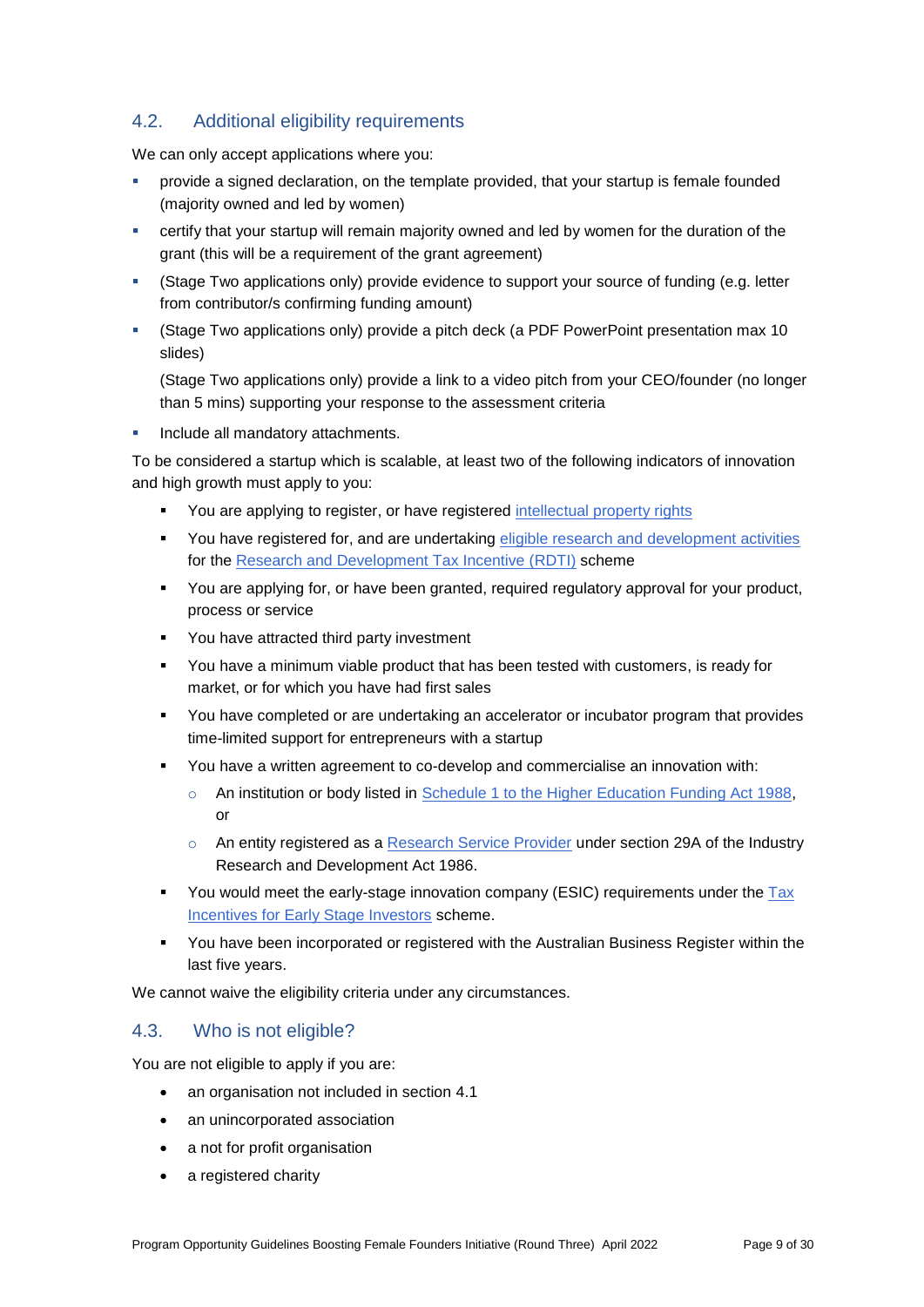## 4.2. Additional eligibility requirements

We can only accept applications where you:

- provide a signed declaration, on the template provided, that your startup is female founded (majority owned and led by women)
- certify that your startup will remain majority owned and led by women for the duration of the grant (this will be a requirement of the grant agreement)
- (Stage Two applications only) provide evidence to support your source of funding (e.g. letter from contributor/s confirming funding amount)
- (Stage Two applications only) provide a pitch deck (a PDF PowerPoint presentation max 10 slides)

  (Stage Two applications only) provide a link to a video pitch from your CEO/founder (no longer than 5 mins) supporting your response to the assessment criteria
- Include all mandatory attachments.

To be considered a startup which is scalable, at least two of the following indicators of innovation and high growth must apply to you:

- You are applying to register, or have registered intellectual property rights
- You have registered for, and are undertaking eligible research and development activities for the Research and Development Tax Incentive (RDTI) scheme
- You are applying for, or have been granted, required regulatory approval for your product, process or service
- You have attracted third party investment
- You have a minimum viable product that has been tested with customers, is ready for market, or for which you have had first sales
- You have completed or are undertaking an accelerator or incubator program that provides time-limited support for entrepreneurs with a startup
- You have a written agreement to co-develop and commercialise an innovation with:
  - An institution or body listed in Schedule 1 to the Higher Education Funding Act 1988, or
  - An entity registered as a Research Service Provider under section 29A of the Industry Research and Development Act 1986.
- You would meet the early-stage innovation company (ESIC) requirements under the Tax Incentives for Early Stage Investors scheme.
- You have been incorporated or registered with the Australian Business Register within the last five years.

We cannot waive the eligibility criteria under any circumstances.

## 4.3. Who is not eligible?

You are not eligible to apply if you are:

- an organisation not included in section 4.1
- an unincorporated association
- a not for profit organisation
- a registered charity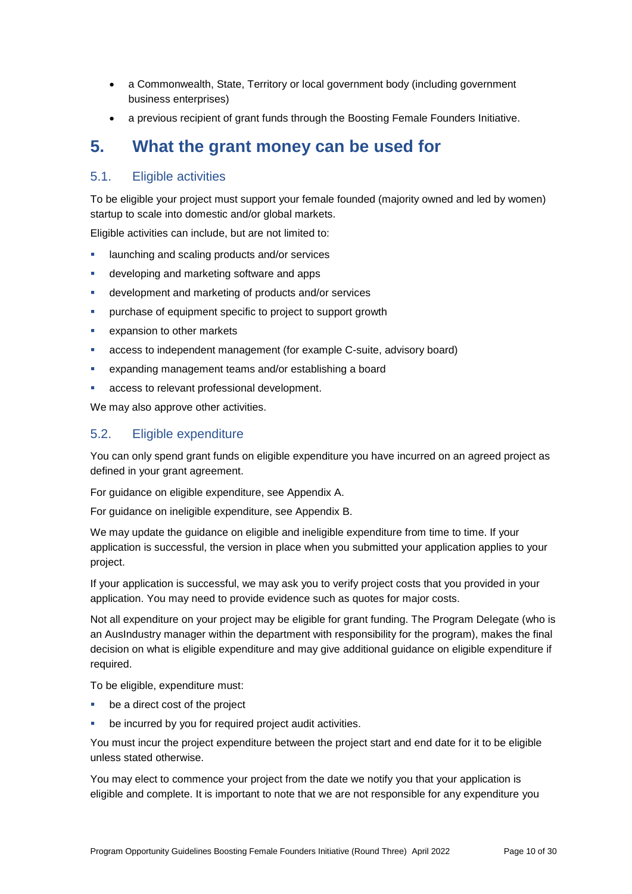- a Commonwealth, State, Territory or local government body (including government business enterprises)
- a previous recipient of grant funds through the Boosting Female Founders Initiative.

# 5. What the grant money can be used for

## 5.1. Eligible activities

To be eligible your project must support your female founded (majority owned and led by women) startup to scale into domestic and/or global markets.

Eligible activities can include, but are not limited to:

- launching and scaling products and/or services
- developing and marketing software and apps
- development and marketing of products and/or services
- purchase of equipment specific to project to support growth
- expansion to other markets
- access to independent management (for example C-suite, advisory board)
- expanding management teams and/or establishing a board
- access to relevant professional development.

We may also approve other activities.

## 5.2. Eligible expenditure

You can only spend grant funds on eligible expenditure you have incurred on an agreed project as defined in your grant agreement.

For guidance on eligible expenditure, see Appendix A.

For guidance on ineligible expenditure, see Appendix B.

We may update the guidance on eligible and ineligible expenditure from time to time. If your application is successful, the version in place when you submitted your application applies to your project.

If your application is successful, we may ask you to verify project costs that you provided in your application. You may need to provide evidence such as quotes for major costs.

Not all expenditure on your project may be eligible for grant funding. The Program Delegate (who is an AusIndustry manager within the department with responsibility for the program), makes the final decision on what is eligible expenditure and may give additional guidance on eligible expenditure if required.

To be eligible, expenditure must:

- be a direct cost of the project
- be incurred by you for required project audit activities.

You must incur the project expenditure between the project start and end date for it to be eligible unless stated otherwise.

You may elect to commence your project from the date we notify you that your application is eligible and complete. It is important to note that we are not responsible for any expenditure you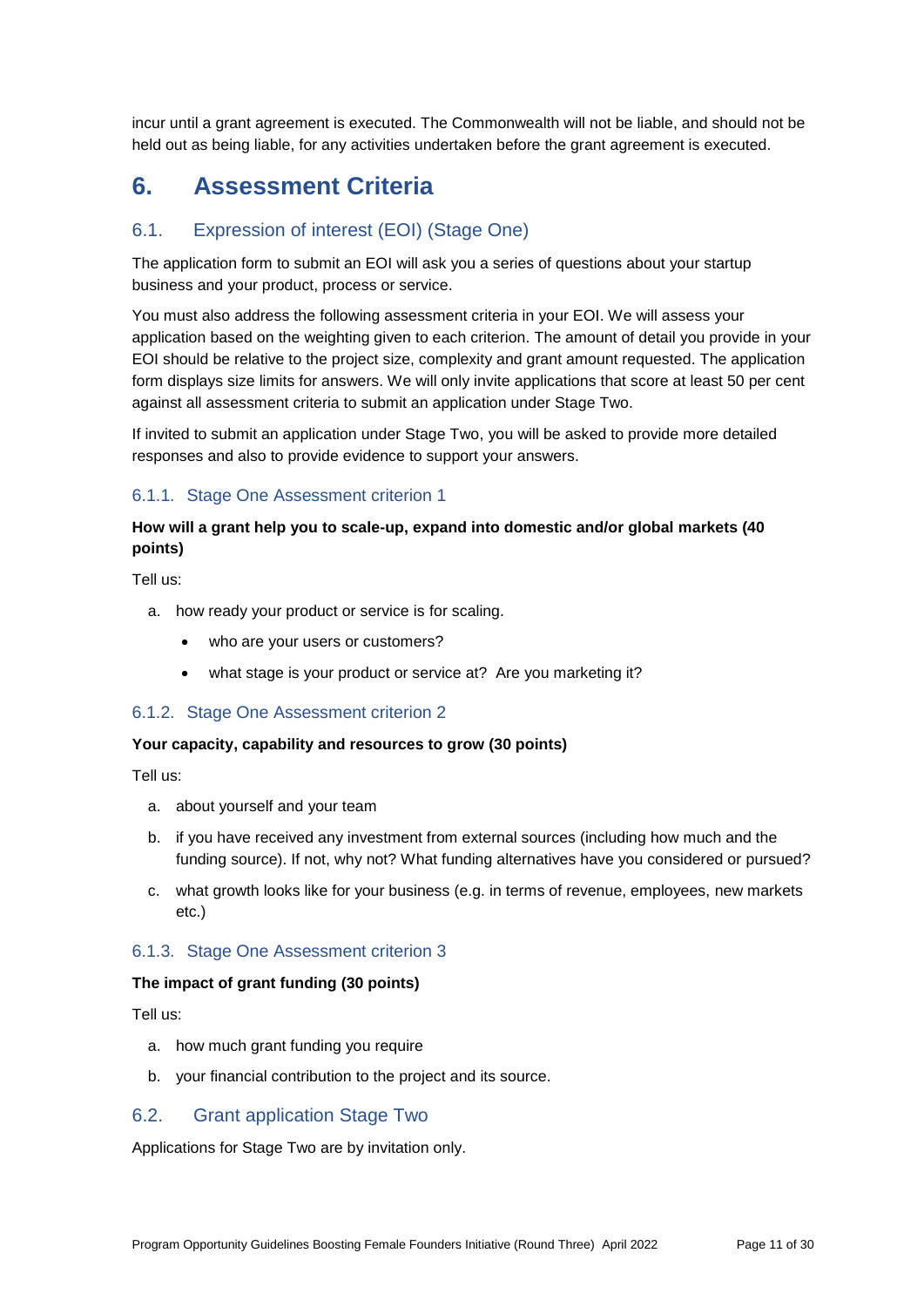incur until a grant agreement is executed. The Commonwealth will not be liable, and should not be held out as being liable, for any activities undertaken before the grant agreement is executed.

# 6. Assessment Criteria

## 6.1. Expression of interest (EOI) (Stage One)

The application form to submit an EOI will ask you a series of questions about your startup business and your product, process or service.

You must also address the following assessment criteria in your EOI. We will assess your application based on the weighting given to each criterion. The amount of detail you provide in your EOI should be relative to the project size, complexity and grant amount requested. The application form displays size limits for answers. We will only invite applications that score at least 50 per cent against all assessment criteria to submit an application under Stage Two.

If invited to submit an application under Stage Two, you will be asked to provide more detailed responses and also to provide evidence to support your answers.

### 6.1.1. Stage One Assessment criterion 1

**How will a grant help you to scale-up, expand into domestic and/or global markets (40 points)**

Tell us:

a. how ready your product or service is for scaling.
   - who are your users or customers?
   - what stage is your product or service at? Are you marketing it?

### 6.1.2. Stage One Assessment criterion 2

**Your capacity, capability and resources to grow (30 points)**

Tell us:

a. about yourself and your team
b. if you have received any investment from external sources (including how much and the funding source). If not, why not? What funding alternatives have you considered or pursued?
c. what growth looks like for your business (e.g. in terms of revenue, employees, new markets etc.)

### 6.1.3. Stage One Assessment criterion 3

**The impact of grant funding (30 points)**

Tell us:

a. how much grant funding you require
b. your financial contribution to the project and its source.

## 6.2. Grant application Stage Two

Applications for Stage Two are by invitation only.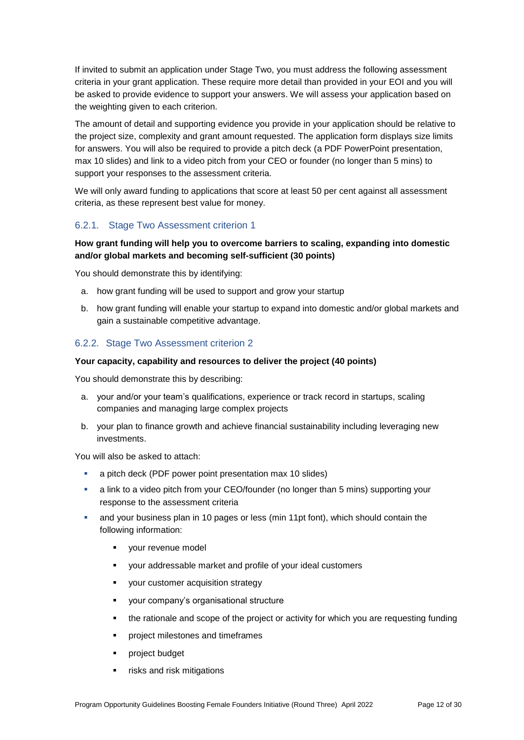If invited to submit an application under Stage Two, you must address the following assessment criteria in your grant application. These require more detail than provided in your EOI and you will be asked to provide evidence to support your answers. We will assess your application based on the weighting given to each criterion.

The amount of detail and supporting evidence you provide in your application should be relative to the project size, complexity and grant amount requested. The application form displays size limits for answers. You will also be required to provide a pitch deck (a PDF PowerPoint presentation, max 10 slides) and link to a video pitch from your CEO or founder (no longer than 5 mins) to support your responses to the assessment criteria.

We will only award funding to applications that score at least 50 per cent against all assessment criteria, as these represent best value for money.

### 6.2.1. Stage Two Assessment criterion 1

**How grant funding will help you to overcome barriers to scaling, expanding into domestic and/or global markets and becoming self-sufficient (30 points)**

You should demonstrate this by identifying:

a. how grant funding will be used to support and grow your startup
b. how grant funding will enable your startup to expand into domestic and/or global markets and gain a sustainable competitive advantage.

### 6.2.2. Stage Two Assessment criterion 2

**Your capacity, capability and resources to deliver the project (40 points)**

You should demonstrate this by describing:

a. your and/or your team's qualifications, experience or track record in startups, scaling companies and managing large complex projects
b. your plan to finance growth and achieve financial sustainability including leveraging new investments.

You will also be asked to attach:

- a pitch deck (PDF power point presentation max 10 slides)
- a link to a video pitch from your CEO/founder (no longer than 5 mins) supporting your response to the assessment criteria
- and your business plan in 10 pages or less (min 11pt font), which should contain the following information:
  - your revenue model
  - your addressable market and profile of your ideal customers
  - your customer acquisition strategy
  - your company's organisational structure
  - the rationale and scope of the project or activity for which you are requesting funding
  - project milestones and timeframes
  - project budget
  - risks and risk mitigations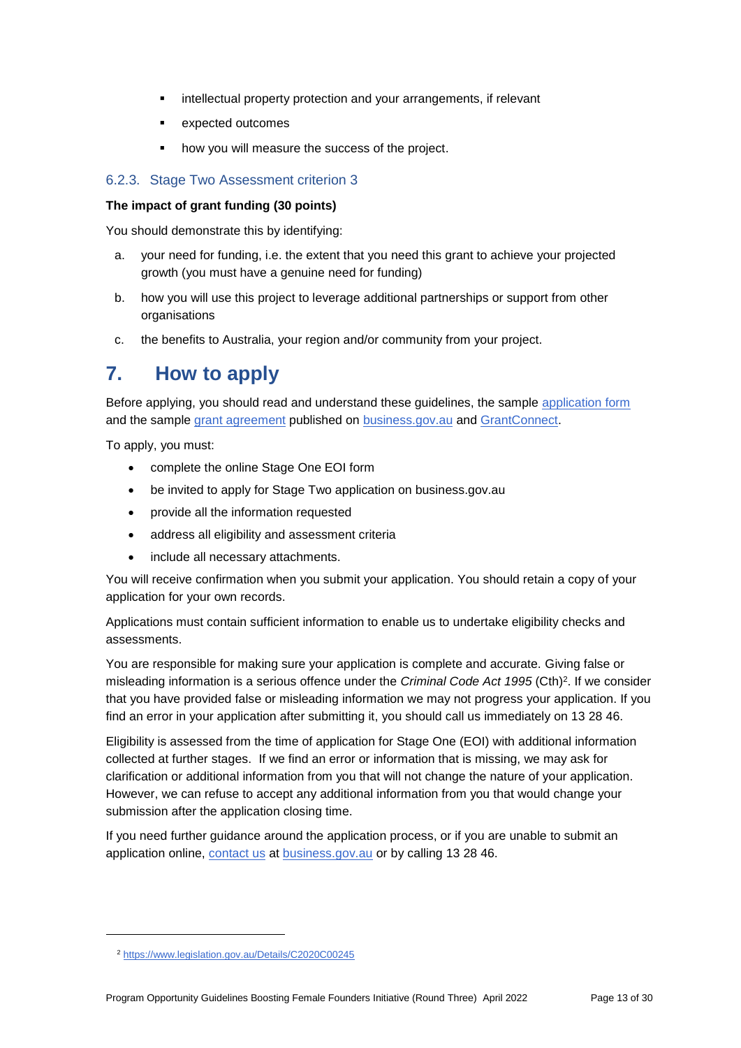- intellectual property protection and your arrangements, if relevant
- expected outcomes
- how you will measure the success of the project.

### 6.2.3. Stage Two Assessment criterion 3

**The impact of grant funding (30 points)**

You should demonstrate this by identifying:

a. your need for funding, i.e. the extent that you need this grant to achieve your projected growth (you must have a genuine need for funding)

b. how you will use this project to leverage additional partnerships or support from other organisations

c. the benefits to Australia, your region and/or community from your project.

# 7. How to apply

Before applying, you should read and understand these guidelines, the sample application form and the sample grant agreement published on business.gov.au and GrantConnect.

To apply, you must:

- complete the online Stage One EOI form
- be invited to apply for Stage Two application on business.gov.au
- provide all the information requested
- address all eligibility and assessment criteria
- include all necessary attachments.

You will receive confirmation when you submit your application. You should retain a copy of your application for your own records.

Applications must contain sufficient information to enable us to undertake eligibility checks and assessments.

You are responsible for making sure your application is complete and accurate. Giving false or misleading information is a serious offence under the *Criminal Code Act 1995* (Cth)[2]. If we consider that you have provided false or misleading information we may not progress your application. If you find an error in your application after submitting it, you should call us immediately on 13 28 46.

Eligibility is assessed from the time of application for Stage One (EOI) with additional information collected at further stages. If we find an error or information that is missing, we may ask for clarification or additional information from you that will not change the nature of your application. However, we can refuse to accept any additional information from you that would change your submission after the application closing time.

If you need further guidance around the application process, or if you are unable to submit an application online, contact us at business.gov.au or by calling 13 28 46.

[2] https://www.legislation.gov.au/Details/C2020C00245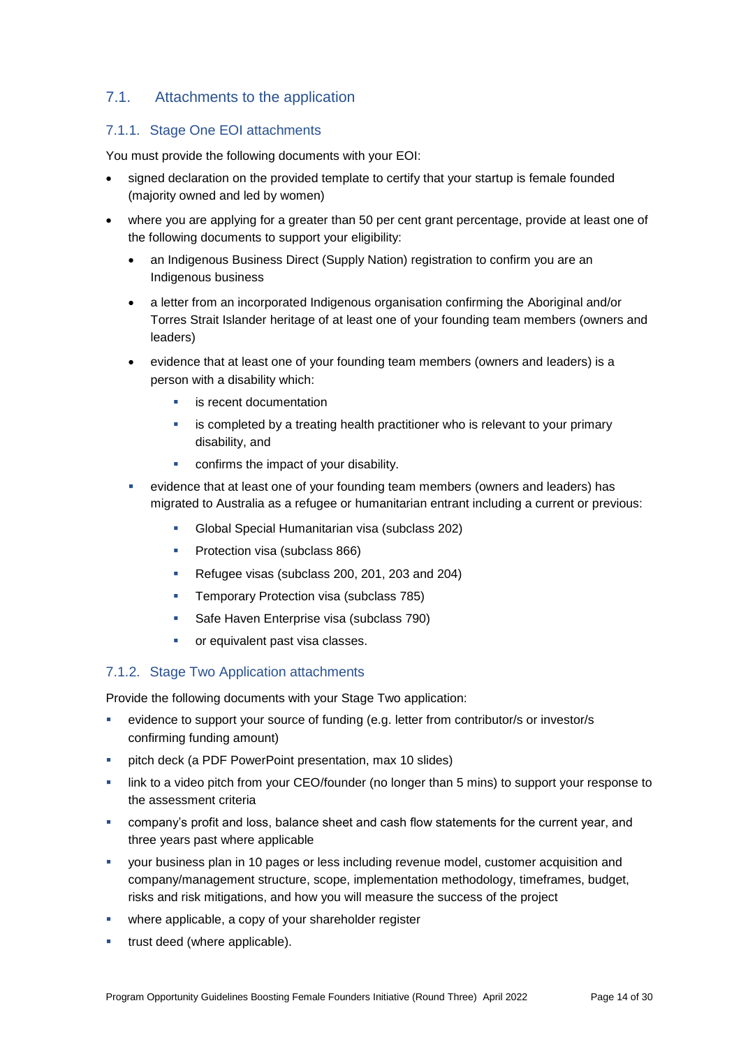## 7.1. Attachments to the application

### 7.1.1. Stage One EOI attachments

You must provide the following documents with your EOI:

- signed declaration on the provided template to certify that your startup is female founded (majority owned and led by women)
- where you are applying for a greater than 50 per cent grant percentage, provide at least one of the following documents to support your eligibility:
  - an Indigenous Business Direct (Supply Nation) registration to confirm you are an Indigenous business
  - a letter from an incorporated Indigenous organisation confirming the Aboriginal and/or Torres Strait Islander heritage of at least one of your founding team members (owners and leaders)
  - evidence that at least one of your founding team members (owners and leaders) is a person with a disability which:
    - is recent documentation
    - is completed by a treating health practitioner who is relevant to your primary disability, and
    - confirms the impact of your disability.
  - evidence that at least one of your founding team members (owners and leaders) has migrated to Australia as a refugee or humanitarian entrant including a current or previous:
    - Global Special Humanitarian visa (subclass 202)
    - Protection visa (subclass 866)
    - Refugee visas (subclass 200, 201, 203 and 204)
    - Temporary Protection visa (subclass 785)
    - Safe Haven Enterprise visa (subclass 790)
    - or equivalent past visa classes.

### 7.1.2. Stage Two Application attachments

Provide the following documents with your Stage Two application:

- evidence to support your source of funding (e.g. letter from contributor/s or investor/s confirming funding amount)
- pitch deck (a PDF PowerPoint presentation, max 10 slides)
- link to a video pitch from your CEO/founder (no longer than 5 mins) to support your response to the assessment criteria
- company's profit and loss, balance sheet and cash flow statements for the current year, and three years past where applicable
- your business plan in 10 pages or less including revenue model, customer acquisition and company/management structure, scope, implementation methodology, timeframes, budget, risks and risk mitigations, and how you will measure the success of the project
- where applicable, a copy of your shareholder register
- trust deed (where applicable).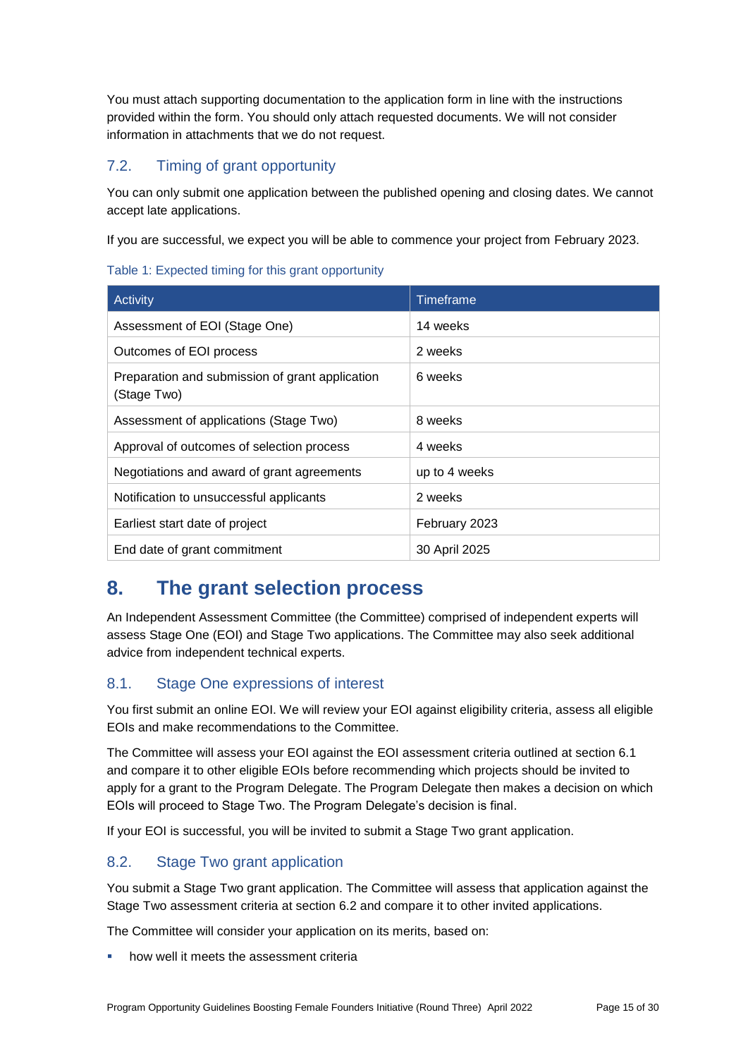You must attach supporting documentation to the application form in line with the instructions provided within the form. You should only attach requested documents. We will not consider information in attachments that we do not request.

### 7.2. Timing of grant opportunity

You can only submit one application between the published opening and closing dates. We cannot accept late applications.

If you are successful, we expect you will be able to commence your project from February 2023.

Table 1: Expected timing for this grant opportunity

| Activity | Timeframe |
| --- | --- |
| Assessment of EOI (Stage One) | 14 weeks |
| Outcomes of EOI process | 2 weeks |
| Preparation and submission of grant application (Stage Two) | 6 weeks |
| Assessment of applications (Stage Two) | 8 weeks |
| Approval of outcomes of selection process | 4 weeks |
| Negotiations and award of grant agreements | up to 4 weeks |
| Notification to unsuccessful applicants | 2 weeks |
| Earliest start date of project | February 2023 |
| End date of grant commitment | 30 April 2025 |

## 8. The grant selection process

An Independent Assessment Committee (the Committee) comprised of independent experts will assess Stage One (EOI) and Stage Two applications. The Committee may also seek additional advice from independent technical experts.

### 8.1. Stage One expressions of interest

You first submit an online EOI. We will review your EOI against eligibility criteria, assess all eligible EOIs and make recommendations to the Committee.

The Committee will assess your EOI against the EOI assessment criteria outlined at section 6.1 and compare it to other eligible EOIs before recommending which projects should be invited to apply for a grant to the Program Delegate. The Program Delegate then makes a decision on which EOIs will proceed to Stage Two. The Program Delegate's decision is final.

If your EOI is successful, you will be invited to submit a Stage Two grant application.

### 8.2. Stage Two grant application

You submit a Stage Two grant application. The Committee will assess that application against the Stage Two assessment criteria at section 6.2 and compare it to other invited applications.

The Committee will consider your application on its merits, based on:

- how well it meets the assessment criteria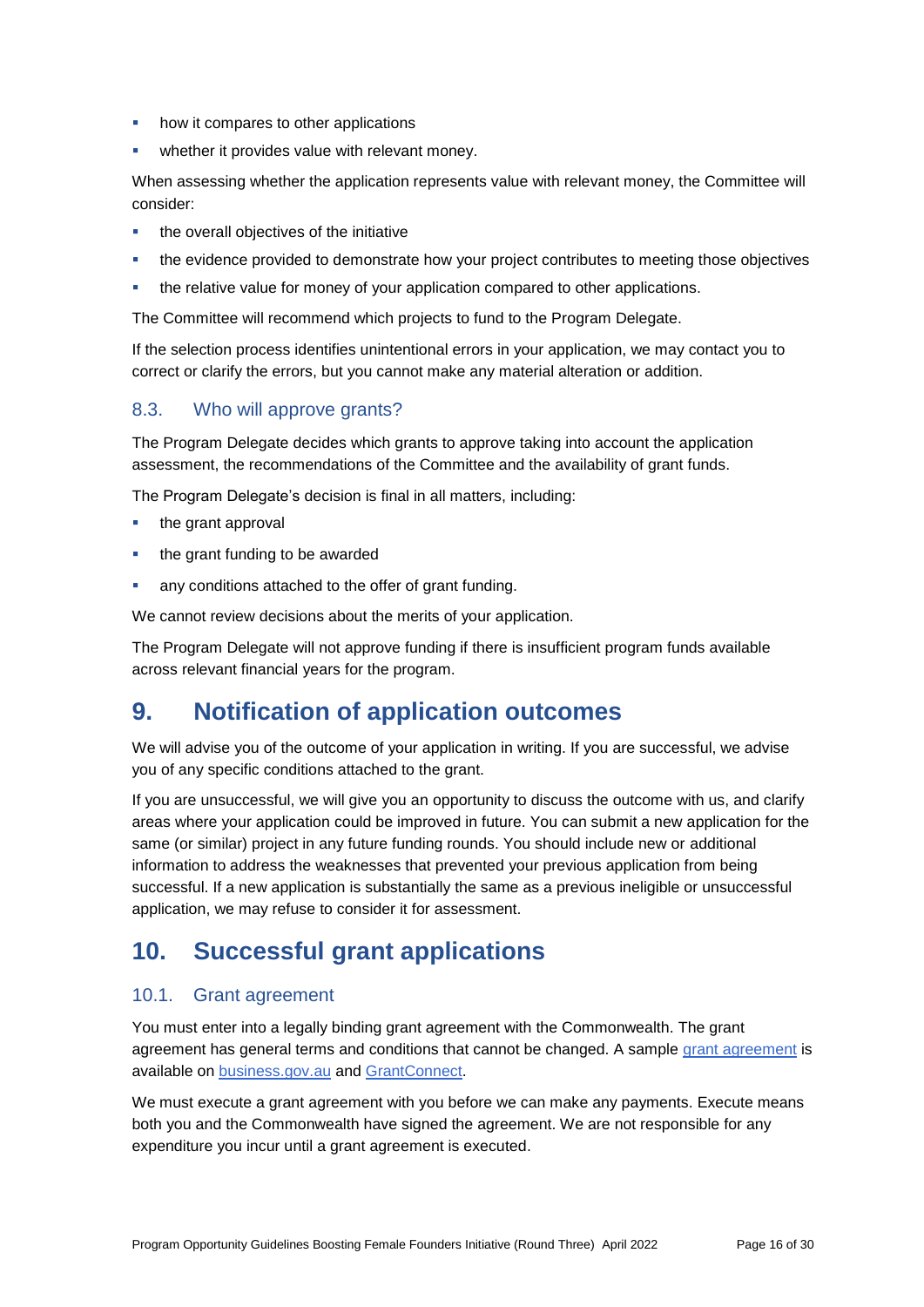- how it compares to other applications
- whether it provides value with relevant money.

When assessing whether the application represents value with relevant money, the Committee will consider:

- the overall objectives of the initiative
- the evidence provided to demonstrate how your project contributes to meeting those objectives
- the relative value for money of your application compared to other applications.

The Committee will recommend which projects to fund to the Program Delegate.

If the selection process identifies unintentional errors in your application, we may contact you to correct or clarify the errors, but you cannot make any material alteration or addition.

### 8.3. Who will approve grants?

The Program Delegate decides which grants to approve taking into account the application assessment, the recommendations of the Committee and the availability of grant funds.

The Program Delegate's decision is final in all matters, including:

- the grant approval
- the grant funding to be awarded
- any conditions attached to the offer of grant funding.

We cannot review decisions about the merits of your application.

The Program Delegate will not approve funding if there is insufficient program funds available across relevant financial years for the program.

## 9. Notification of application outcomes

We will advise you of the outcome of your application in writing. If you are successful, we advise you of any specific conditions attached to the grant.

If you are unsuccessful, we will give you an opportunity to discuss the outcome with us, and clarify areas where your application could be improved in future. You can submit a new application for the same (or similar) project in any future funding rounds. You should include new or additional information to address the weaknesses that prevented your previous application from being successful. If a new application is substantially the same as a previous ineligible or unsuccessful application, we may refuse to consider it for assessment.

## 10. Successful grant applications

### 10.1. Grant agreement

You must enter into a legally binding grant agreement with the Commonwealth. The grant agreement has general terms and conditions that cannot be changed. A sample [grant agreement]() is available on [business.gov.au]() and [GrantConnect]().

We must execute a grant agreement with you before we can make any payments. Execute means both you and the Commonwealth have signed the agreement. We are not responsible for any expenditure you incur until a grant agreement is executed.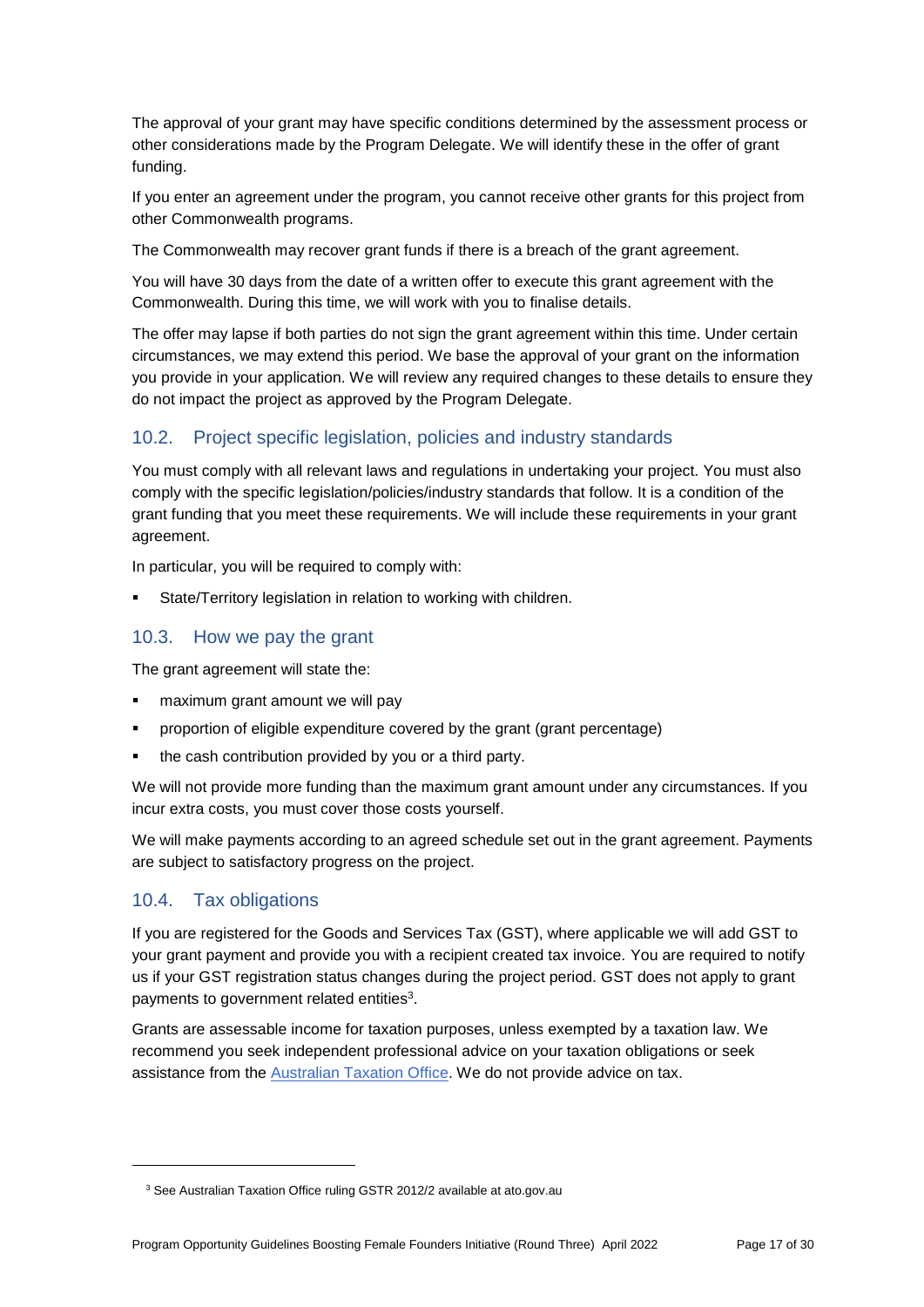The approval of your grant may have specific conditions determined by the assessment process or other considerations made by the Program Delegate. We will identify these in the offer of grant funding.

If you enter an agreement under the program, you cannot receive other grants for this project from other Commonwealth programs.

The Commonwealth may recover grant funds if there is a breach of the grant agreement.

You will have 30 days from the date of a written offer to execute this grant agreement with the Commonwealth. During this time, we will work with you to finalise details.

The offer may lapse if both parties do not sign the grant agreement within this time. Under certain circumstances, we may extend this period. We base the approval of your grant on the information you provide in your application. We will review any required changes to these details to ensure they do not impact the project as approved by the Program Delegate.

## 10.2. Project specific legislation, policies and industry standards

You must comply with all relevant laws and regulations in undertaking your project. You must also comply with the specific legislation/policies/industry standards that follow. It is a condition of the grant funding that you meet these requirements. We will include these requirements in your grant agreement.

In particular, you will be required to comply with:

- State/Territory legislation in relation to working with children.

## 10.3. How we pay the grant

The grant agreement will state the:

- maximum grant amount we will pay
- proportion of eligible expenditure covered by the grant (grant percentage)
- the cash contribution provided by you or a third party.

We will not provide more funding than the maximum grant amount under any circumstances. If you incur extra costs, you must cover those costs yourself.

We will make payments according to an agreed schedule set out in the grant agreement. Payments are subject to satisfactory progress on the project.

## 10.4. Tax obligations

If you are registered for the Goods and Services Tax (GST), where applicable we will add GST to your grant payment and provide you with a recipient created tax invoice. You are required to notify us if your GST registration status changes during the project period. GST does not apply to grant payments to government related entities[3].

Grants are assessable income for taxation purposes, unless exempted by a taxation law. We recommend you seek independent professional advice on your taxation obligations or seek assistance from the [Australian Taxation Office](https://www.ato.gov.au/). We do not provide advice on tax.

---

[3] See Australian Taxation Office ruling GSTR 2012/2 available at ato.gov.au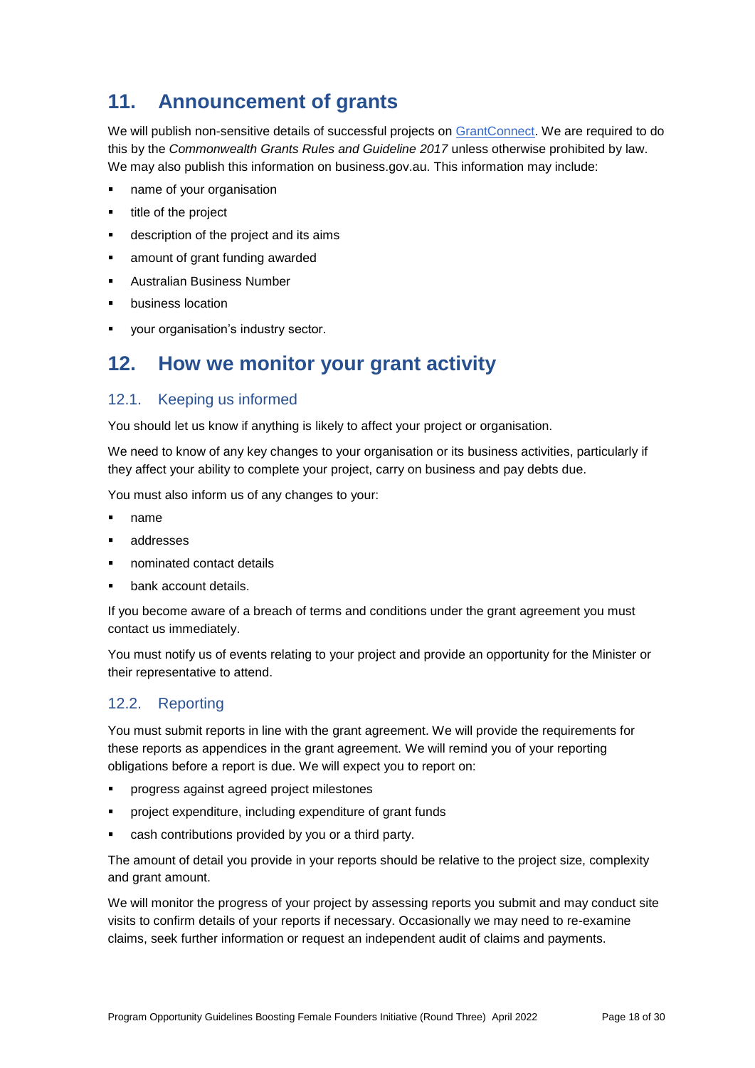# 11. Announcement of grants

We will publish non-sensitive details of successful projects on [GrantConnect](). We are required to do this by the *Commonwealth Grants Rules and Guideline 2017* unless otherwise prohibited by law. We may also publish this information on business.gov.au. This information may include:

- name of your organisation
- title of the project
- description of the project and its aims
- amount of grant funding awarded
- Australian Business Number
- business location
- your organisation's industry sector.

# 12. How we monitor your grant activity

## 12.1. Keeping us informed

You should let us know if anything is likely to affect your project or organisation.

We need to know of any key changes to your organisation or its business activities, particularly if they affect your ability to complete your project, carry on business and pay debts due.

You must also inform us of any changes to your:

- name
- addresses
- nominated contact details
- bank account details.

If you become aware of a breach of terms and conditions under the grant agreement you must contact us immediately.

You must notify us of events relating to your project and provide an opportunity for the Minister or their representative to attend.

## 12.2. Reporting

You must submit reports in line with the grant agreement. We will provide the requirements for these reports as appendices in the grant agreement. We will remind you of your reporting obligations before a report is due. We will expect you to report on:

- progress against agreed project milestones
- project expenditure, including expenditure of grant funds
- cash contributions provided by you or a third party.

The amount of detail you provide in your reports should be relative to the project size, complexity and grant amount.

We will monitor the progress of your project by assessing reports you submit and may conduct site visits to confirm details of your reports if necessary. Occasionally we may need to re-examine claims, seek further information or request an independent audit of claims and payments.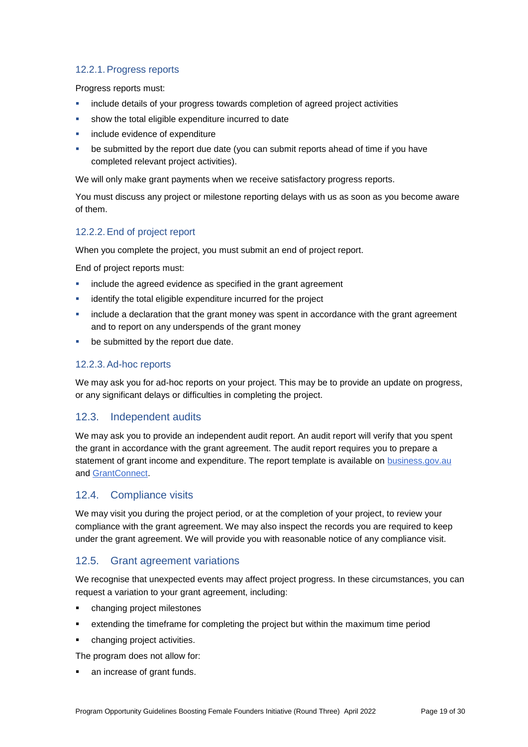#### 12.2.1. Progress reports

Progress reports must:

- include details of your progress towards completion of agreed project activities
- show the total eligible expenditure incurred to date
- include evidence of expenditure
- be submitted by the report due date (you can submit reports ahead of time if you have completed relevant project activities).

We will only make grant payments when we receive satisfactory progress reports.

You must discuss any project or milestone reporting delays with us as soon as you become aware of them.

#### 12.2.2. End of project report

When you complete the project, you must submit an end of project report.

End of project reports must:

- include the agreed evidence as specified in the grant agreement
- identify the total eligible expenditure incurred for the project
- include a declaration that the grant money was spent in accordance with the grant agreement and to report on any underspends of the grant money
- be submitted by the report due date.

#### 12.2.3. Ad-hoc reports

We may ask you for ad-hoc reports on your project. This may be to provide an update on progress, or any significant delays or difficulties in completing the project.

### 12.3. Independent audits

We may ask you to provide an independent audit report. An audit report will verify that you spent the grant in accordance with the grant agreement. The audit report requires you to prepare a statement of grant income and expenditure. The report template is available on [business.gov.au](business.gov.au) and [GrantConnect](GrantConnect).

### 12.4. Compliance visits

We may visit you during the project period, or at the completion of your project, to review your compliance with the grant agreement. We may also inspect the records you are required to keep under the grant agreement. We will provide you with reasonable notice of any compliance visit.

### 12.5. Grant agreement variations

We recognise that unexpected events may affect project progress. In these circumstances, you can request a variation to your grant agreement, including:

- changing project milestones
- extending the timeframe for completing the project but within the maximum time period
- changing project activities.

The program does not allow for:

- an increase of grant funds.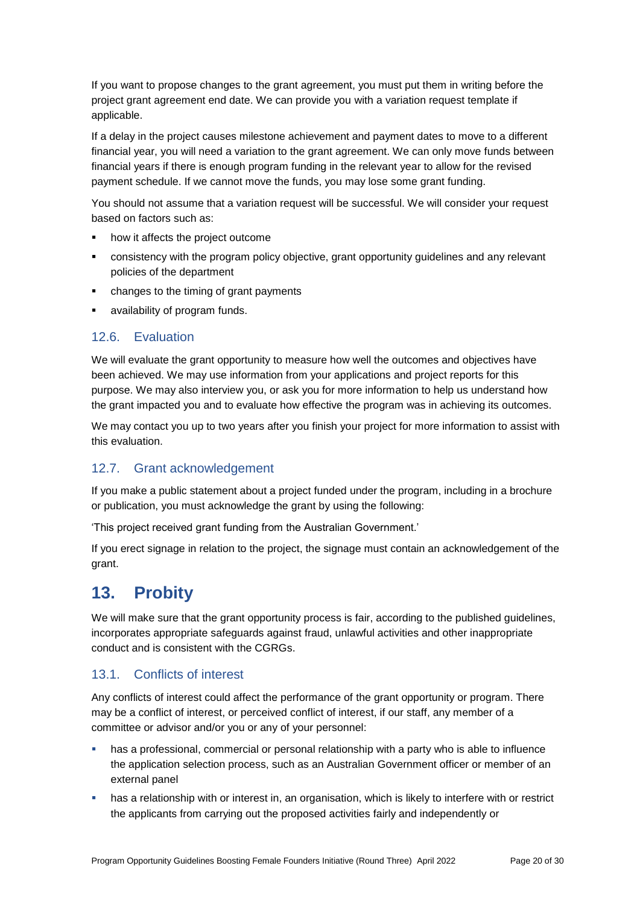If you want to propose changes to the grant agreement, you must put them in writing before the project grant agreement end date. We can provide you with a variation request template if applicable.

If a delay in the project causes milestone achievement and payment dates to move to a different financial year, you will need a variation to the grant agreement. We can only move funds between financial years if there is enough program funding in the relevant year to allow for the revised payment schedule. If we cannot move the funds, you may lose some grant funding.

You should not assume that a variation request will be successful. We will consider your request based on factors such as:

- how it affects the project outcome
- consistency with the program policy objective, grant opportunity guidelines and any relevant policies of the department
- changes to the timing of grant payments
- availability of program funds.

### 12.6. Evaluation

We will evaluate the grant opportunity to measure how well the outcomes and objectives have been achieved. We may use information from your applications and project reports for this purpose. We may also interview you, or ask you for more information to help us understand how the grant impacted you and to evaluate how effective the program was in achieving its outcomes.

We may contact you up to two years after you finish your project for more information to assist with this evaluation.

### 12.7. Grant acknowledgement

If you make a public statement about a project funded under the program, including in a brochure or publication, you must acknowledge the grant by using the following:

'This project received grant funding from the Australian Government.'

If you erect signage in relation to the project, the signage must contain an acknowledgement of the grant.

## 13. Probity

We will make sure that the grant opportunity process is fair, according to the published guidelines, incorporates appropriate safeguards against fraud, unlawful activities and other inappropriate conduct and is consistent with the CGRGs.

### 13.1. Conflicts of interest

Any conflicts of interest could affect the performance of the grant opportunity or program. There may be a conflict of interest, or perceived conflict of interest, if our staff, any member of a committee or advisor and/or you or any of your personnel:

- has a professional, commercial or personal relationship with a party who is able to influence the application selection process, such as an Australian Government officer or member of an external panel
- has a relationship with or interest in, an organisation, which is likely to interfere with or restrict the applicants from carrying out the proposed activities fairly and independently or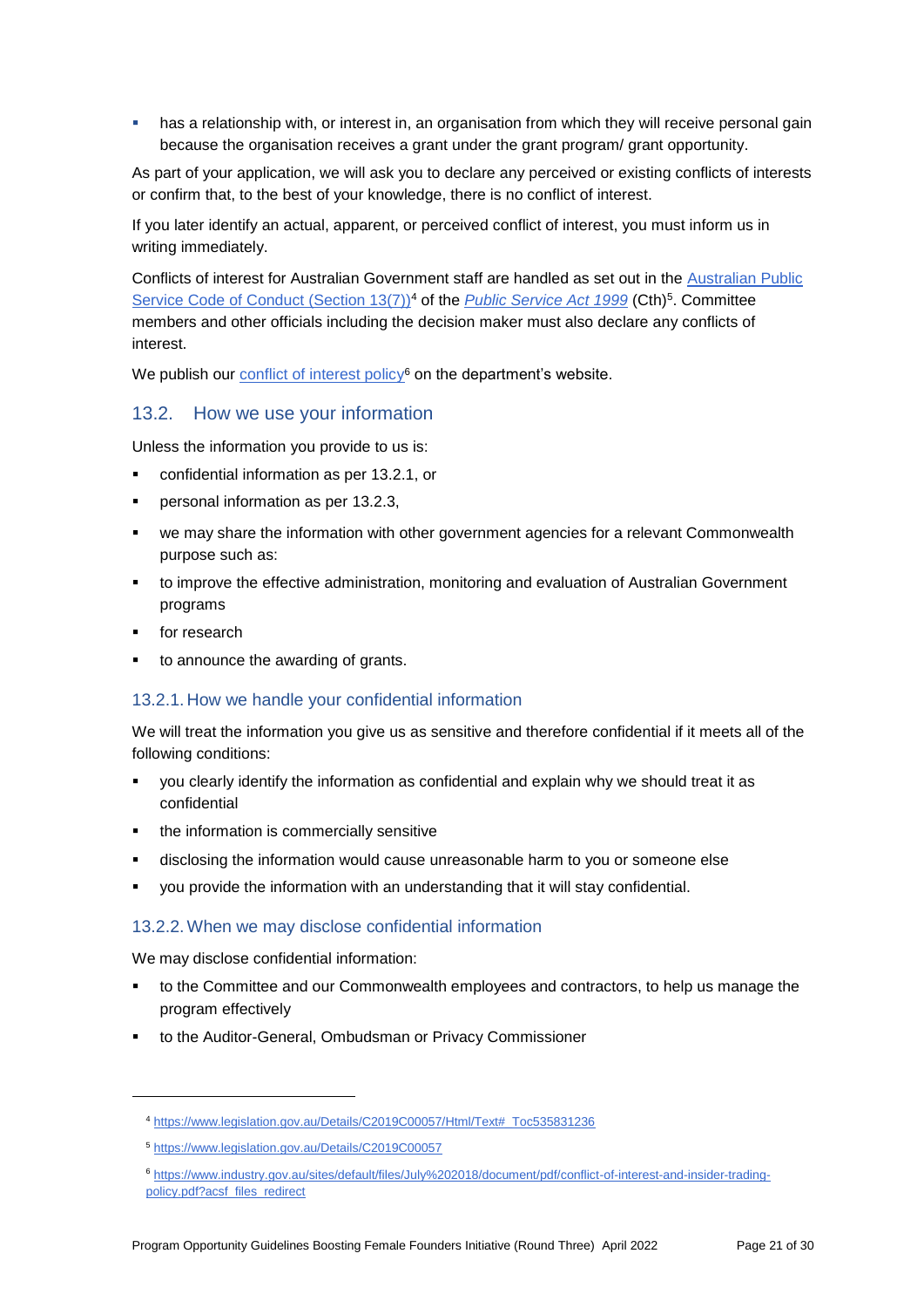- has a relationship with, or interest in, an organisation from which they will receive personal gain because the organisation receives a grant under the grant program/ grant opportunity.

As part of your application, we will ask you to declare any perceived or existing conflicts of interests or confirm that, to the best of your knowledge, there is no conflict of interest.

If you later identify an actual, apparent, or perceived conflict of interest, you must inform us in writing immediately.

Conflicts of interest for Australian Government staff are handled as set out in the [Australian Public Service Code of Conduct (Section 13(7))](https://www.legislation.gov.au/Details/C2019C00057/Html/Text#_Toc535831236)[4] of the [*Public Service Act 1999*](https://www.legislation.gov.au/Details/C2019C00057) (Cth)[5]. Committee members and other officials including the decision maker must also declare any conflicts of interest.

We publish our [conflict of interest policy](https://www.industry.gov.au/sites/default/files/July%202018/document/pdf/conflict-of-interest-and-insider-trading-policy.pdf?acsf_files_redirect)[6] on the department's website.

## 13.2. How we use your information

Unless the information you provide to us is:

- confidential information as per 13.2.1, or
- personal information as per 13.2.3,
- we may share the information with other government agencies for a relevant Commonwealth purpose such as:
- to improve the effective administration, monitoring and evaluation of Australian Government programs
- for research
- to announce the awarding of grants.

### 13.2.1. How we handle your confidential information

We will treat the information you give us as sensitive and therefore confidential if it meets all of the following conditions:

- you clearly identify the information as confidential and explain why we should treat it as confidential
- the information is commercially sensitive
- disclosing the information would cause unreasonable harm to you or someone else
- you provide the information with an understanding that it will stay confidential.

### 13.2.2. When we may disclose confidential information

We may disclose confidential information:

- to the Committee and our Commonwealth employees and contractors, to help us manage the program effectively
- to the Auditor-General, Ombudsman or Privacy Commissioner

---

[4] https://www.legislation.gov.au/Details/C2019C00057/Html/Text#_Toc535831236

[5] https://www.legislation.gov.au/Details/C2019C00057

[6] https://www.industry.gov.au/sites/default/files/July%202018/document/pdf/conflict-of-interest-and-insider-trading-policy.pdf?acsf_files_redirect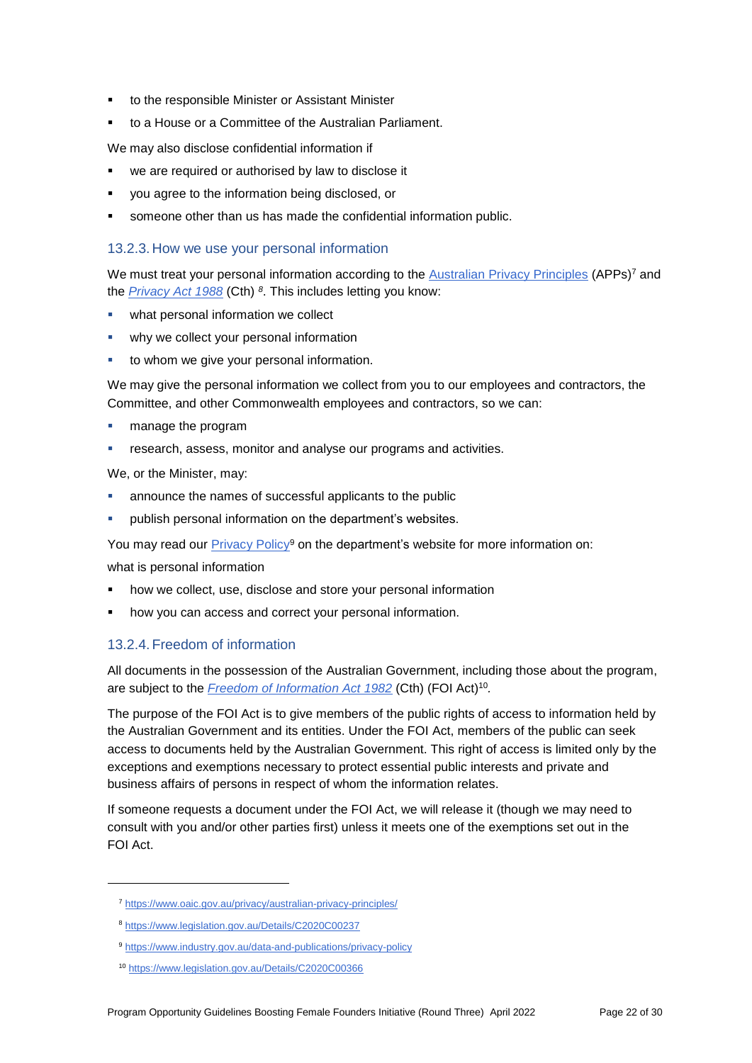- to the responsible Minister or Assistant Minister
- to a House or a Committee of the Australian Parliament.

We may also disclose confidential information if

- we are required or authorised by law to disclose it
- you agree to the information being disclosed, or
- someone other than us has made the confidential information public.

### 13.2.3. How we use your personal information

We must treat your personal information according to the Australian Privacy Principles (APPs)[7] and the *Privacy Act 1988* (Cth) [8]. This includes letting you know:

- what personal information we collect
- why we collect your personal information
- to whom we give your personal information.

We may give the personal information we collect from you to our employees and contractors, the Committee, and other Commonwealth employees and contractors, so we can:

- manage the program
- research, assess, monitor and analyse our programs and activities.

We, or the Minister, may:

- announce the names of successful applicants to the public
- publish personal information on the department's websites.

You may read our Privacy Policy[9] on the department's website for more information on:

what is personal information

- how we collect, use, disclose and store your personal information
- how you can access and correct your personal information.

### 13.2.4. Freedom of information

All documents in the possession of the Australian Government, including those about the program, are subject to the *Freedom of Information Act 1982* (Cth) (FOI Act)[10].

The purpose of the FOI Act is to give members of the public rights of access to information held by the Australian Government and its entities. Under the FOI Act, members of the public can seek access to documents held by the Australian Government. This right of access is limited only by the exceptions and exemptions necessary to protect essential public interests and private and business affairs of persons in respect of whom the information relates.

If someone requests a document under the FOI Act, we will release it (though we may need to consult with you and/or other parties first) unless it meets one of the exemptions set out in the FOI Act.

---

[7] https://www.oaic.gov.au/privacy/australian-privacy-principles/

[8] https://www.legislation.gov.au/Details/C2020C00237

[9] https://www.industry.gov.au/data-and-publications/privacy-policy

[10] https://www.legislation.gov.au/Details/C2020C00366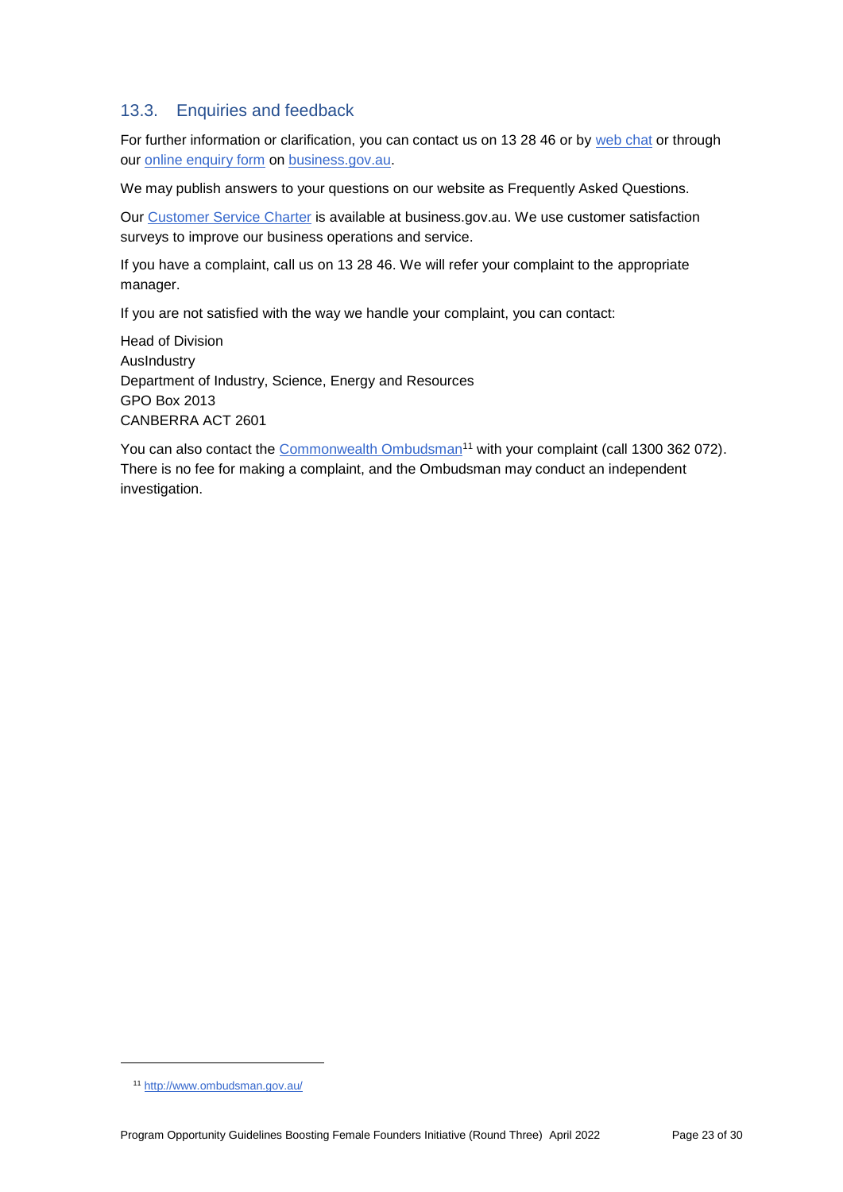### 13.3. Enquiries and feedback

For further information or clarification, you can contact us on 13 28 46 or by web chat or through our online enquiry form on business.gov.au.

We may publish answers to your questions on our website as Frequently Asked Questions.

Our Customer Service Charter is available at business.gov.au. We use customer satisfaction surveys to improve our business operations and service.

If you have a complaint, call us on 13 28 46. We will refer your complaint to the appropriate manager.

If you are not satisfied with the way we handle your complaint, you can contact:

Head of Division
AusIndustry
Department of Industry, Science, Energy and Resources
GPO Box 2013
CANBERRA ACT 2601

You can also contact the Commonwealth Ombudsman[11] with your complaint (call 1300 362 072). There is no fee for making a complaint, and the Ombudsman may conduct an independent investigation.

[11] http://www.ombudsman.gov.au/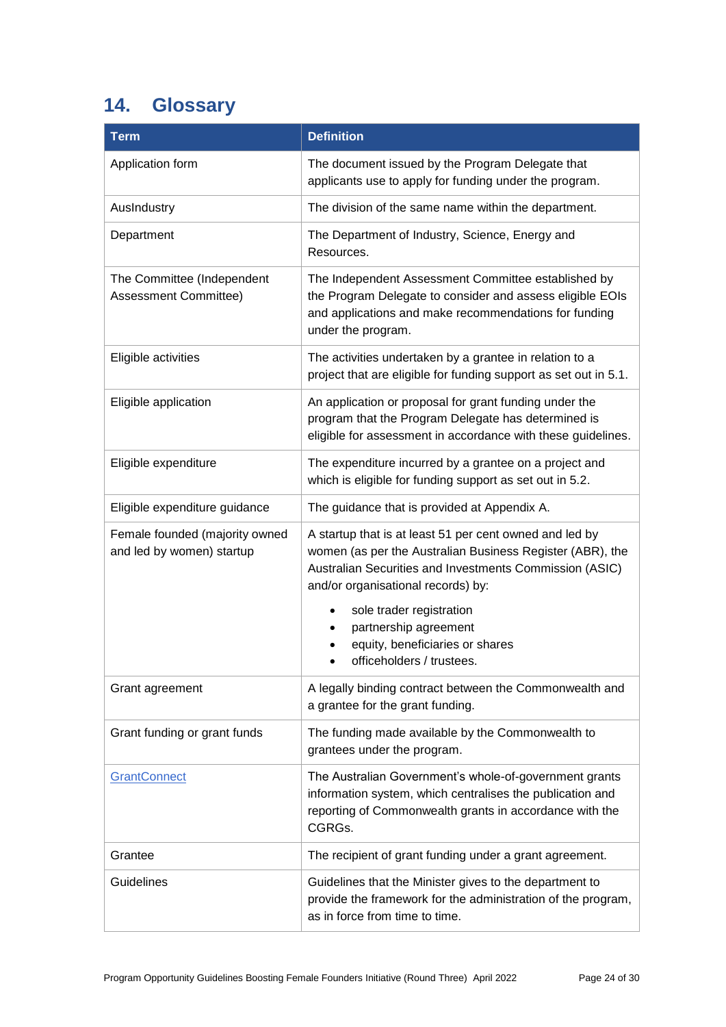## 14. Glossary

| Term | Definition |
| --- | --- |
| Application form | The document issued by the Program Delegate that applicants use to apply for funding under the program. |
| AusIndustry | The division of the same name within the department. |
| Department | The Department of Industry, Science, Energy and Resources. |
| The Committee (Independent Assessment Committee) | The Independent Assessment Committee established by the Program Delegate to consider and assess eligible EOIs and applications and make recommendations for funding under the program. |
| Eligible activities | The activities undertaken by a grantee in relation to a project that are eligible for funding support as set out in 5.1. |
| Eligible application | An application or proposal for grant funding under the program that the Program Delegate has determined is eligible for assessment in accordance with these guidelines. |
| Eligible expenditure | The expenditure incurred by a grantee on a project and which is eligible for funding support as set out in 5.2. |
| Eligible expenditure guidance | The guidance that is provided at Appendix A. |
| Female founded (majority owned and led by women) startup | A startup that is at least 51 per cent owned and led by women (as per the Australian Business Register (ABR), the Australian Securities and Investments Commission (ASIC) and/or organisational records) by:<br>• sole trader registration<br>• partnership agreement<br>• equity, beneficiaries or shares<br>• officeholders / trustees. |
| Grant agreement | A legally binding contract between the Commonwealth and a grantee for the grant funding. |
| Grant funding or grant funds | The funding made available by the Commonwealth to grantees under the program. |
| GrantConnect | The Australian Government's whole-of-government grants information system, which centralises the publication and reporting of Commonwealth grants in accordance with the CGRGs. |
| Grantee | The recipient of grant funding under a grant agreement. |
| Guidelines | Guidelines that the Minister gives to the department to provide the framework for the administration of the program, as in force from time to time. |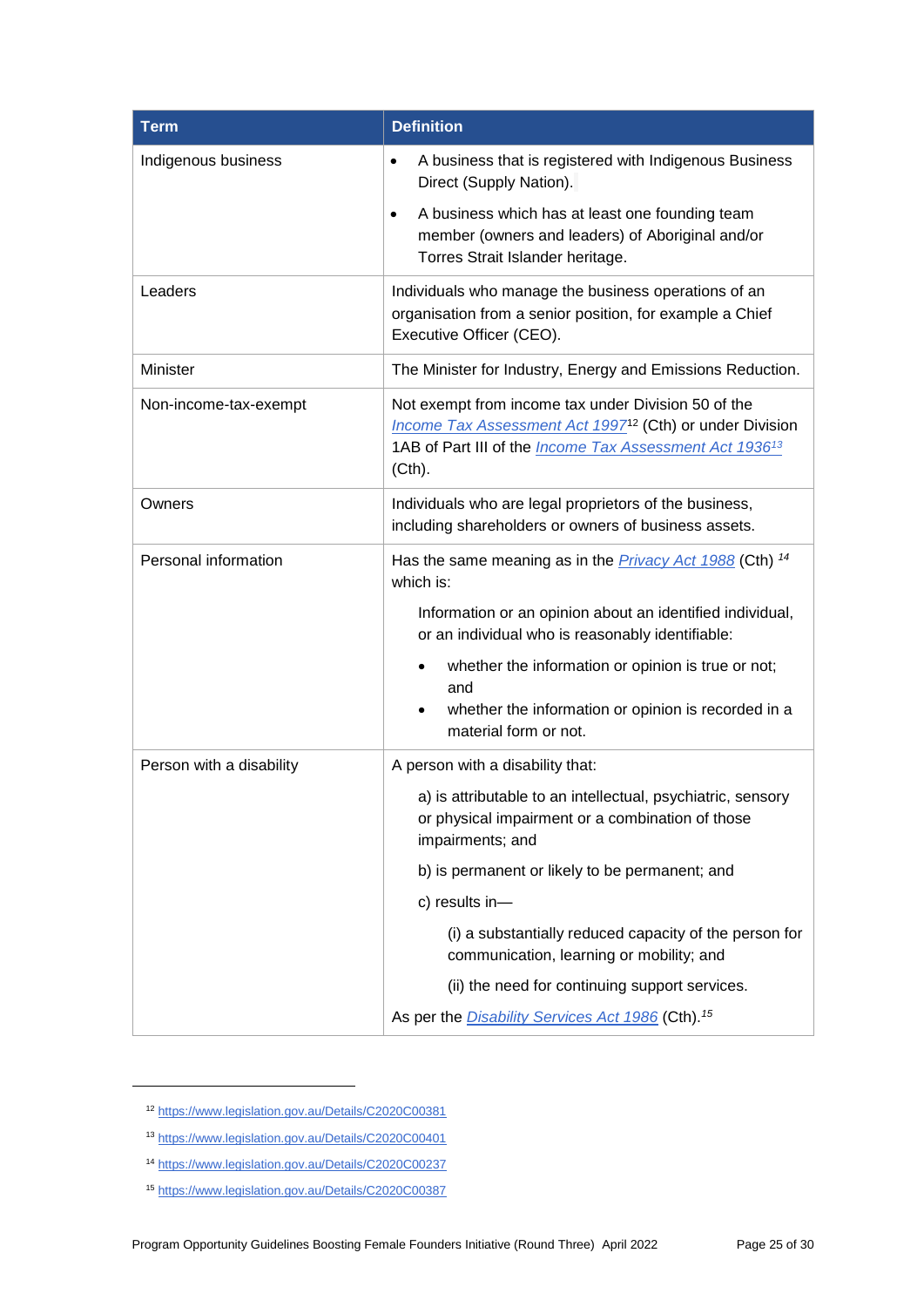| Term | Definition |
| --- | --- |
| Indigenous business | • A business that is registered with Indigenous Business Direct (Supply Nation).<br>• A business which has at least one founding team member (owners and leaders) of Aboriginal and/or Torres Strait Islander heritage. |
| Leaders | Individuals who manage the business operations of an organisation from a senior position, for example a Chief Executive Officer (CEO). |
| Minister | The Minister for Industry, Energy and Emissions Reduction. |
| Non-income-tax-exempt | Not exempt from income tax under Division 50 of the *Income Tax Assessment Act 1997*[12] (Cth) or under Division 1AB of Part III of the *Income Tax Assessment Act 1936*[13] (Cth). |
| Owners | Individuals who are legal proprietors of the business, including shareholders or owners of business assets. |
| Personal information | Has the same meaning as in the *Privacy Act 1988* (Cth) [14] which is:<br>Information or an opinion about an identified individual, or an individual who is reasonably identifiable:<br>• whether the information or opinion is true or not; and<br>• whether the information or opinion is recorded in a material form or not. |
| Person with a disability | A person with a disability that:<br>a) is attributable to an intellectual, psychiatric, sensory or physical impairment or a combination of those impairments; and<br>b) is permanent or likely to be permanent; and<br>c) results in—<br>(i) a substantially reduced capacity of the person for communication, learning or mobility; and<br>(ii) the need for continuing support services.<br>As per the *Disability Services Act 1986* (Cth).[15] |

[12] https://www.legislation.gov.au/Details/C2020C00381

[13] https://www.legislation.gov.au/Details/C2020C00401

[14] https://www.legislation.gov.au/Details/C2020C00237

[15] https://www.legislation.gov.au/Details/C2020C00387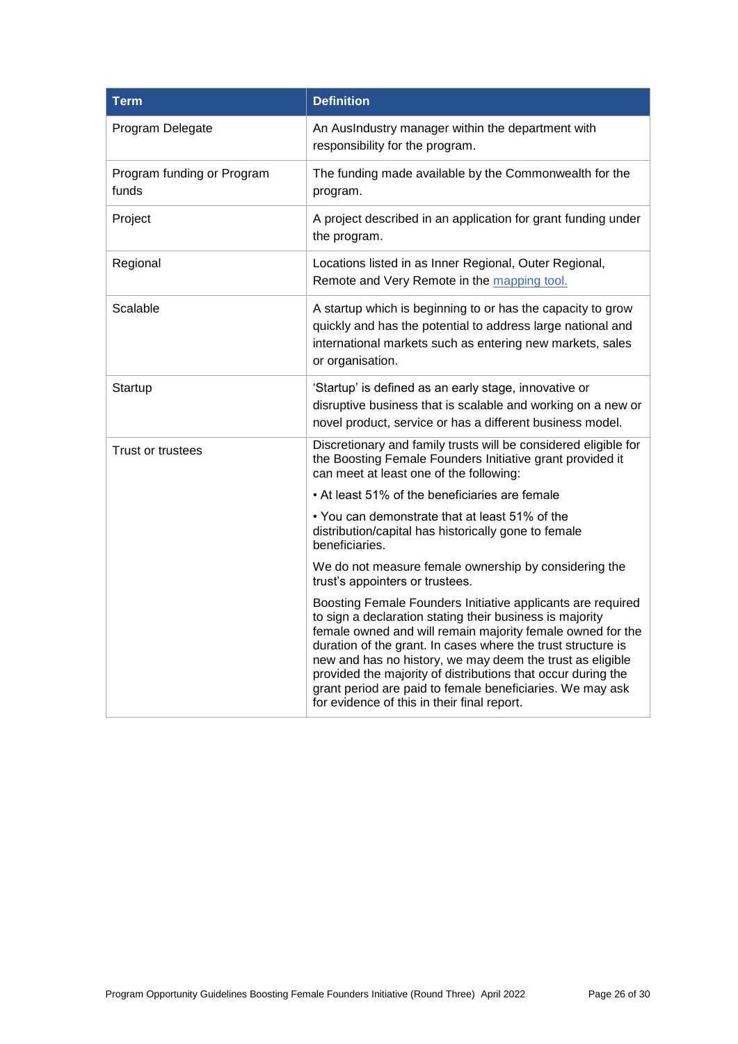| Term | Definition |
| --- | --- |
| Program Delegate | An AusIndustry manager within the department with responsibility for the program. |
| Program funding or Program funds | The funding made available by the Commonwealth for the program. |
| Project | A project described in an application for grant funding under the program. |
| Regional | Locations listed in as Inner Regional, Outer Regional, Remote and Very Remote in the [mapping tool.](mapping tool.) |
| Scalable | A startup which is beginning to or has the capacity to grow quickly and has the potential to address large national and international markets such as entering new markets, sales or organisation. |
| Startup | 'Startup' is defined as an early stage, innovative or disruptive business that is scalable and working on a new or novel product, service or has a different business model. |
| Trust or trustees | Discretionary and family trusts will be considered eligible for the Boosting Female Founders Initiative grant provided it can meet at least one of the following:<br><br>• At least 51% of the beneficiaries are female<br><br>• You can demonstrate that at least 51% of the distribution/capital has historically gone to female beneficiaries.<br><br>We do not measure female ownership by considering the trust's appointers or trustees.<br><br>Boosting Female Founders Initiative applicants are required to sign a declaration stating their business is majority female owned and will remain majority female owned for the duration of the grant. In cases where the trust structure is new and has no history, we may deem the trust as eligible provided the majority of distributions that occur during the grant period are paid to female beneficiaries. We may ask for evidence of this in their final report. |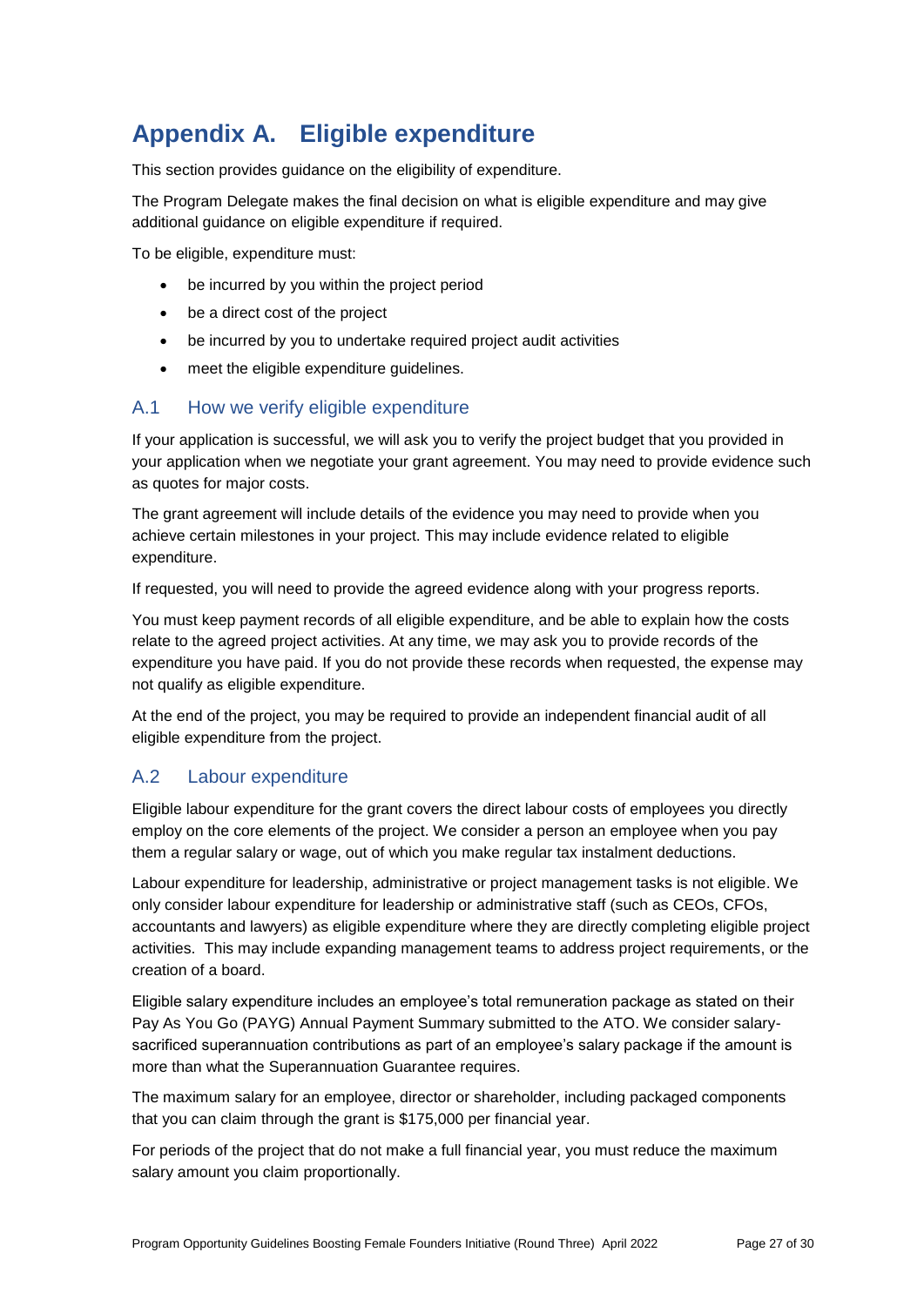# Appendix A. Eligible expenditure

This section provides guidance on the eligibility of expenditure.

The Program Delegate makes the final decision on what is eligible expenditure and may give additional guidance on eligible expenditure if required.

To be eligible, expenditure must:

- be incurred by you within the project period
- be a direct cost of the project
- be incurred by you to undertake required project audit activities
- meet the eligible expenditure guidelines.

## A.1 How we verify eligible expenditure

If your application is successful, we will ask you to verify the project budget that you provided in your application when we negotiate your grant agreement. You may need to provide evidence such as quotes for major costs.

The grant agreement will include details of the evidence you may need to provide when you achieve certain milestones in your project. This may include evidence related to eligible expenditure.

If requested, you will need to provide the agreed evidence along with your progress reports.

You must keep payment records of all eligible expenditure, and be able to explain how the costs relate to the agreed project activities. At any time, we may ask you to provide records of the expenditure you have paid. If you do not provide these records when requested, the expense may not qualify as eligible expenditure.

At the end of the project, you may be required to provide an independent financial audit of all eligible expenditure from the project.

## A.2 Labour expenditure

Eligible labour expenditure for the grant covers the direct labour costs of employees you directly employ on the core elements of the project. We consider a person an employee when you pay them a regular salary or wage, out of which you make regular tax instalment deductions.

Labour expenditure for leadership, administrative or project management tasks is not eligible. We only consider labour expenditure for leadership or administrative staff (such as CEOs, CFOs, accountants and lawyers) as eligible expenditure where they are directly completing eligible project activities. This may include expanding management teams to address project requirements, or the creation of a board.

Eligible salary expenditure includes an employee's total remuneration package as stated on their Pay As You Go (PAYG) Annual Payment Summary submitted to the ATO. We consider salary-sacrificed superannuation contributions as part of an employee's salary package if the amount is more than what the Superannuation Guarantee requires.

The maximum salary for an employee, director or shareholder, including packaged components that you can claim through the grant is $175,000 per financial year.

For periods of the project that do not make a full financial year, you must reduce the maximum salary amount you claim proportionally.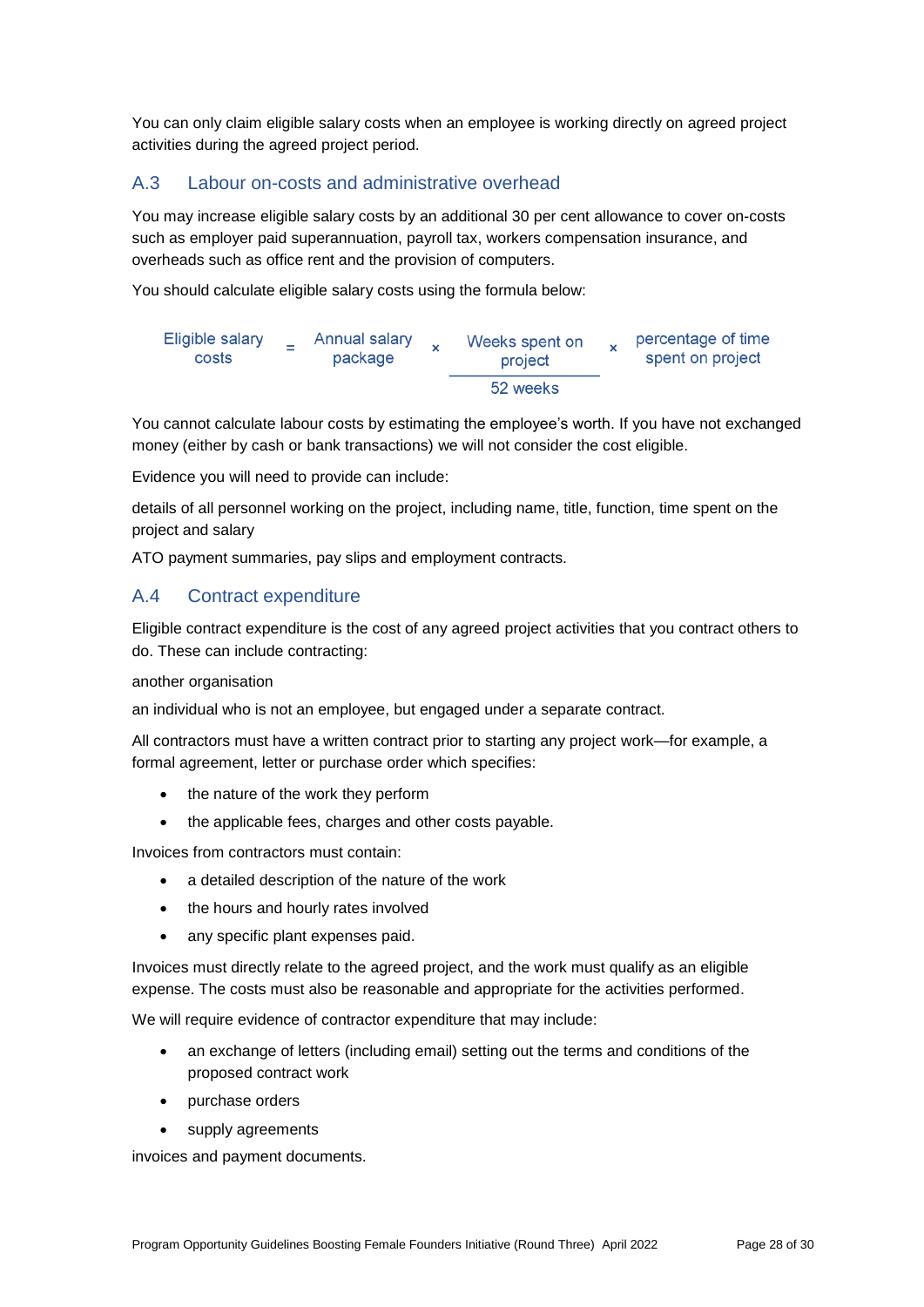You can only claim eligible salary costs when an employee is working directly on agreed project activities during the agreed project period.

## A.3 Labour on-costs and administrative overhead

You may increase eligible salary costs by an additional 30 per cent allowance to cover on-costs such as employer paid superannuation, payroll tax, workers compensation insurance, and overheads such as office rent and the provision of computers.

You should calculate eligible salary costs using the formula below:

$$\text{Eligible salary costs} = \text{Annual salary package} \times \frac{\text{Weeks spent on project}}{\text{52 weeks}} \times \text{percentage of time spent on project}$$

You cannot calculate labour costs by estimating the employee's worth. If you have not exchanged money (either by cash or bank transactions) we will not consider the cost eligible.

Evidence you will need to provide can include:

details of all personnel working on the project, including name, title, function, time spent on the project and salary

ATO payment summaries, pay slips and employment contracts.

## A.4 Contract expenditure

Eligible contract expenditure is the cost of any agreed project activities that you contract others to do. These can include contracting:

another organisation

an individual who is not an employee, but engaged under a separate contract.

All contractors must have a written contract prior to starting any project work—for example, a formal agreement, letter or purchase order which specifies:

- the nature of the work they perform
- the applicable fees, charges and other costs payable.

Invoices from contractors must contain:

- a detailed description of the nature of the work
- the hours and hourly rates involved
- any specific plant expenses paid.

Invoices must directly relate to the agreed project, and the work must qualify as an eligible expense. The costs must also be reasonable and appropriate for the activities performed.

We will require evidence of contractor expenditure that may include:

- an exchange of letters (including email) setting out the terms and conditions of the proposed contract work
- purchase orders
- supply agreements

invoices and payment documents.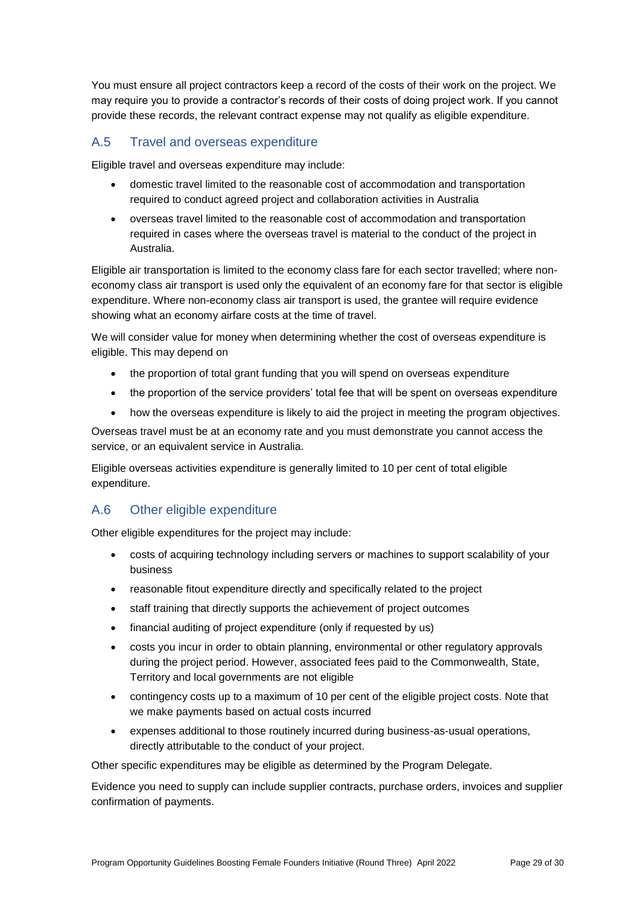You must ensure all project contractors keep a record of the costs of their work on the project. We may require you to provide a contractor's records of their costs of doing project work. If you cannot provide these records, the relevant contract expense may not qualify as eligible expenditure.

## A.5 Travel and overseas expenditure

Eligible travel and overseas expenditure may include:

- domestic travel limited to the reasonable cost of accommodation and transportation required to conduct agreed project and collaboration activities in Australia
- overseas travel limited to the reasonable cost of accommodation and transportation required in cases where the overseas travel is material to the conduct of the project in Australia.

Eligible air transportation is limited to the economy class fare for each sector travelled; where non-economy class air transport is used only the equivalent of an economy fare for that sector is eligible expenditure. Where non-economy class air transport is used, the grantee will require evidence showing what an economy airfare costs at the time of travel.

We will consider value for money when determining whether the cost of overseas expenditure is eligible. This may depend on

- the proportion of total grant funding that you will spend on overseas expenditure
- the proportion of the service providers' total fee that will be spent on overseas expenditure
- how the overseas expenditure is likely to aid the project in meeting the program objectives.

Overseas travel must be at an economy rate and you must demonstrate you cannot access the service, or an equivalent service in Australia.

Eligible overseas activities expenditure is generally limited to 10 per cent of total eligible expenditure.

## A.6 Other eligible expenditure

Other eligible expenditures for the project may include:

- costs of acquiring technology including servers or machines to support scalability of your business
- reasonable fitout expenditure directly and specifically related to the project
- staff training that directly supports the achievement of project outcomes
- financial auditing of project expenditure (only if requested by us)
- costs you incur in order to obtain planning, environmental or other regulatory approvals during the project period. However, associated fees paid to the Commonwealth, State, Territory and local governments are not eligible
- contingency costs up to a maximum of 10 per cent of the eligible project costs. Note that we make payments based on actual costs incurred
- expenses additional to those routinely incurred during business-as-usual operations, directly attributable to the conduct of your project.

Other specific expenditures may be eligible as determined by the Program Delegate.

Evidence you need to supply can include supplier contracts, purchase orders, invoices and supplier confirmation of payments.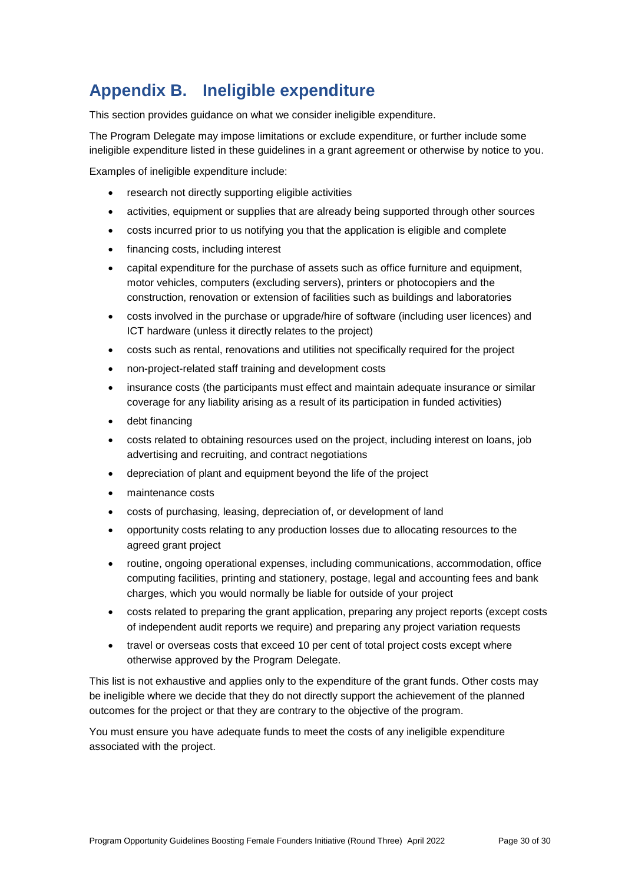# Appendix B. Ineligible expenditure

This section provides guidance on what we consider ineligible expenditure.

The Program Delegate may impose limitations or exclude expenditure, or further include some ineligible expenditure listed in these guidelines in a grant agreement or otherwise by notice to you.

Examples of ineligible expenditure include:

- research not directly supporting eligible activities
- activities, equipment or supplies that are already being supported through other sources
- costs incurred prior to us notifying you that the application is eligible and complete
- financing costs, including interest
- capital expenditure for the purchase of assets such as office furniture and equipment, motor vehicles, computers (excluding servers), printers or photocopiers and the construction, renovation or extension of facilities such as buildings and laboratories
- costs involved in the purchase or upgrade/hire of software (including user licences) and ICT hardware (unless it directly relates to the project)
- costs such as rental, renovations and utilities not specifically required for the project
- non-project-related staff training and development costs
- insurance costs (the participants must effect and maintain adequate insurance or similar coverage for any liability arising as a result of its participation in funded activities)
- debt financing
- costs related to obtaining resources used on the project, including interest on loans, job advertising and recruiting, and contract negotiations
- depreciation of plant and equipment beyond the life of the project
- maintenance costs
- costs of purchasing, leasing, depreciation of, or development of land
- opportunity costs relating to any production losses due to allocating resources to the agreed grant project
- routine, ongoing operational expenses, including communications, accommodation, office computing facilities, printing and stationery, postage, legal and accounting fees and bank charges, which you would normally be liable for outside of your project
- costs related to preparing the grant application, preparing any project reports (except costs of independent audit reports we require) and preparing any project variation requests
- travel or overseas costs that exceed 10 per cent of total project costs except where otherwise approved by the Program Delegate.

This list is not exhaustive and applies only to the expenditure of the grant funds. Other costs may be ineligible where we decide that they do not directly support the achievement of the planned outcomes for the project or that they are contrary to the objective of the program.

You must ensure you have adequate funds to meet the costs of any ineligible expenditure associated with the project.